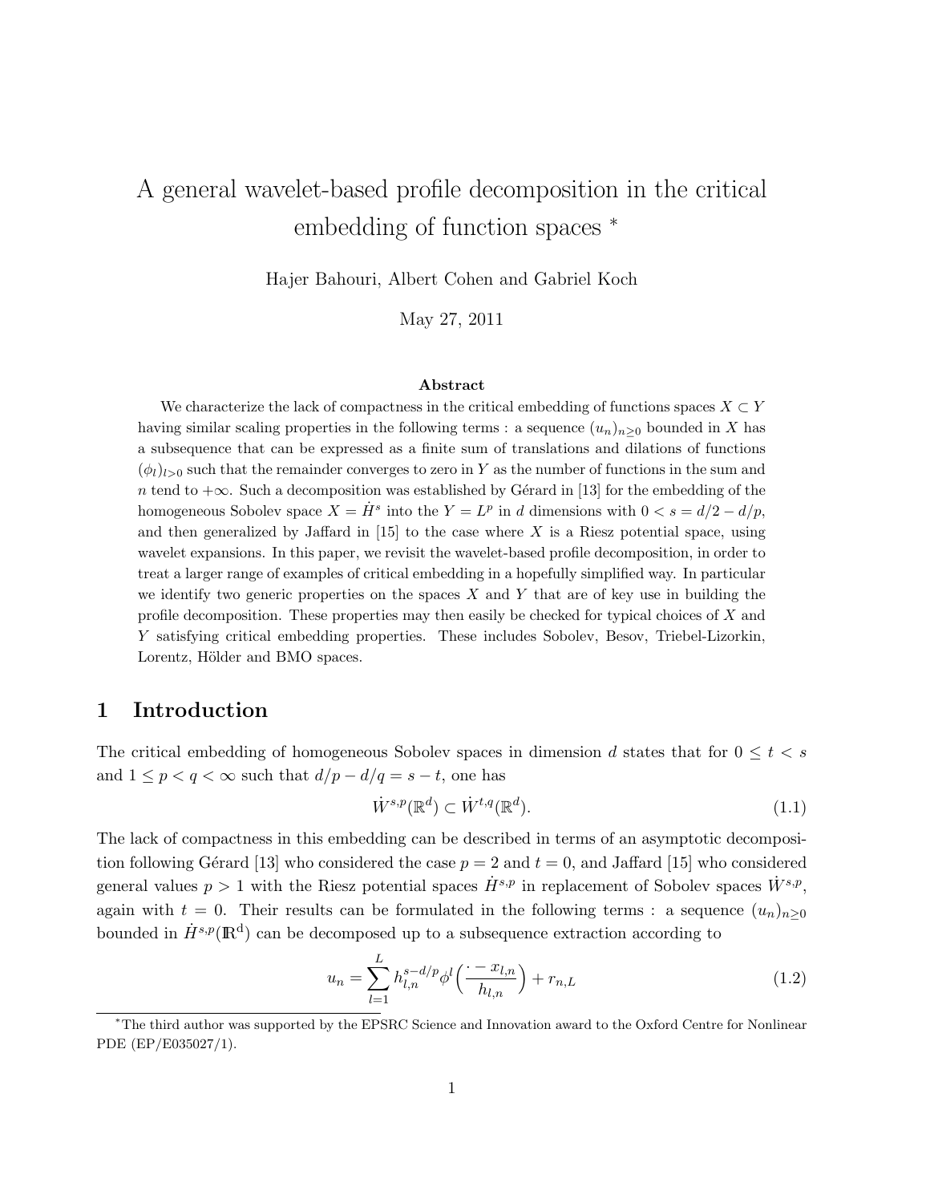# A general wavelet-based profile decomposition in the critical embedding of function spaces *

Hajer Bahouri, Albert Cohen and Gabriel Koch

May 27, 2011

### Abstract

We characterize the lack of compactness in the critical embedding of functions spaces $X \subset Y$ having similar scaling properties in the following terms : a sequence $(u_n)_{n\geq 0}$ bounded in $X$ has a subsequence that can be expressed as a finite sum of translations and dilations of functions $(\phi_l)_{l>0}$ such that the remainder converges to zero in $Y$ as the number of functions in the sum and $n$ tend to $+\infty$. Such a decomposition was established by Gérard in [13] for the embedding of the homogeneous Sobolev space $X = \dot{H}^s$ into the $Y = L^p$ in $d$ dimensions with $0 < s = d/2 - d/p$, and then generalized by Jaffard in [15] to the case where $X$ is a Riesz potential space, using wavelet expansions. In this paper, we revisit the wavelet-based profile decomposition, in order to treat a larger range of examples of critical embedding in a hopefully simplified way. In particular we identify two generic properties on the spaces $X$ and $Y$ that are of key use in building the profile decomposition. These properties may then easily be checked for typical choices of $X$ and $Y$ satisfying critical embedding properties. These includes Sobolev, Besov, Triebel-Lizorkin, Lorentz, Hölder and BMO spaces.

## 1 Introduction

The critical embedding of homogeneous Sobolev spaces in dimension $d$ states that for $0 \leq t < s$ and $1 \leq p < q < \infty$ such that $d/p - d/q = s - t$, one has

$$\dot{W}^{s,p}(\mathbb{R}^d) \subset \dot{W}^{t,q}(\mathbb{R}^d). \tag{1.1}$$

The lack of compactness in this embedding can be described in terms of an asymptotic decomposition following Gérard [13] who considered the case $p = 2$ and $t = 0$, and Jaffard [15] who considered general values $p > 1$ with the Riesz potential spaces $\dot{H}^{s,p}$ in replacement of Sobolev spaces $\dot{W}^{s,p}$, again with $t = 0$. Their results can be formulated in the following terms : a sequence $(u_n)_{n\geq 0}$ bounded in $\dot{H}^{s,p}(\mathbb{R}^d)$ can be decomposed up to a subsequence extraction according to

$$u_n = \sum_{l=1}^{L} h_{l,n}^{s-d/p} \phi^l\Big(\frac{\cdot - x_{l,n}}{h_{l,n}}\Big) + r_{n,L} \tag{1.2}$$

*The third author was supported by the EPSRC Science and Innovation award to the Oxford Centre for Nonlinear PDE (EP/E035027/1).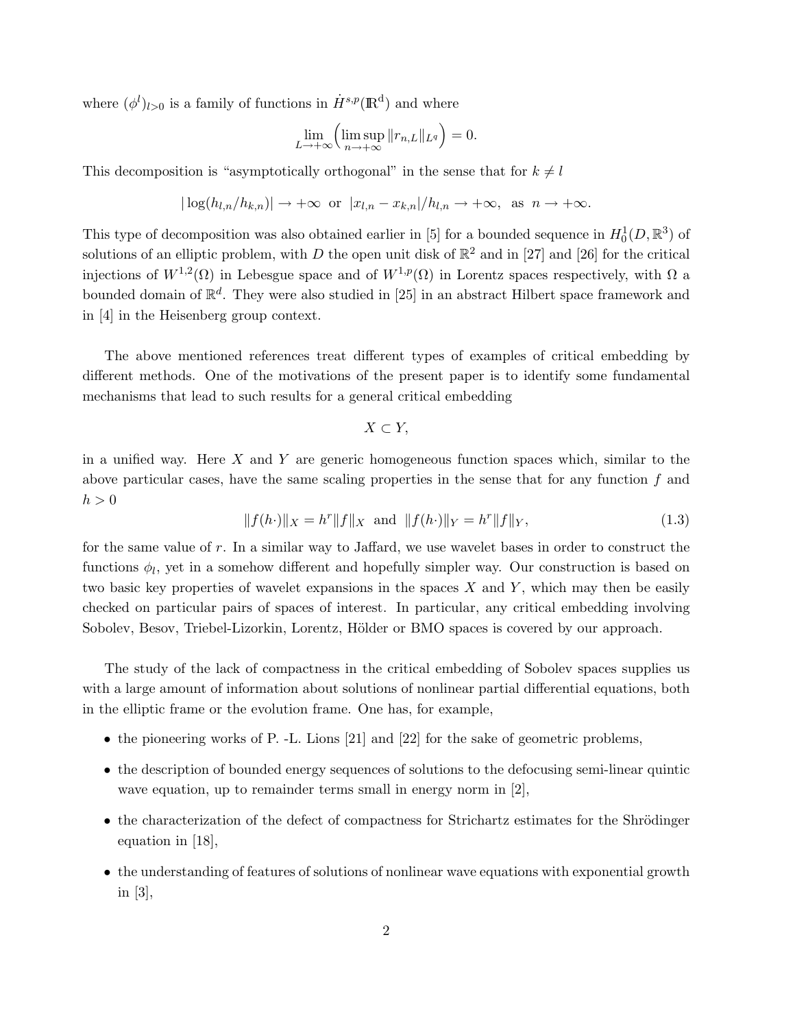where $(\phi^l)_{l>0}$ is a family of functions in $\dot{H}^{s,p}(\mathbb{R}^d)$ and where

$$\lim_{L\to+\infty}\Big(\limsup_{n\to+\infty}\|r_{n,L}\|_{L^q}\Big)=0.$$

This decomposition is "asymptotically orthogonal" in the sense that for $k\neq l$

$$|\log(h_{l,n}/h_{k,n})|\to+\infty \ \text{ or } \ |x_{l,n}-x_{k,n}|/h_{l,n}\to+\infty, \ \text{ as } \ n\to+\infty.$$

This type of decomposition was also obtained earlier in [5] for a bounded sequence in $H^1_0(D,\mathbb{R}^3)$ of solutions of an elliptic problem, with $D$ the open unit disk of $\mathbb{R}^2$ and in [27] and [26] for the critical injections of $W^{1,2}(\Omega)$ in Lebesgue space and of $W^{1,p}(\Omega)$ in Lorentz spaces respectively, with $\Omega$ a bounded domain of $\mathbb{R}^d$. They were also studied in [25] in an abstract Hilbert space framework and in [4] in the Heisenberg group context.

The above mentioned references treat different types of examples of critical embedding by different methods. One of the motivations of the present paper is to identify some fundamental mechanisms that lead to such results for a general critical embedding

$$X\subset Y,$$

in a unified way. Here $X$ and $Y$ are generic homogeneous function spaces which, similar to the above particular cases, have the same scaling properties in the sense that for any function $f$ and $h>0$

$$\|f(h\cdot)\|_X=h^r\|f\|_X \ \text{ and } \ \|f(h\cdot)\|_Y=h^r\|f\|_Y, \tag{1.3}$$

for the same value of $r$. In a similar way to Jaffard, we use wavelet bases in order to construct the functions $\phi_l$, yet in a somehow different and hopefully simpler way. Our construction is based on two basic key properties of wavelet expansions in the spaces $X$ and $Y$, which may then be easily checked on particular pairs of spaces of interest. In particular, any critical embedding involving Sobolev, Besov, Triebel-Lizorkin, Lorentz, Hölder or BMO spaces is covered by our approach.

The study of the lack of compactness in the critical embedding of Sobolev spaces supplies us with a large amount of information about solutions of nonlinear partial differential equations, both in the elliptic frame or the evolution frame. One has, for example,

- the pioneering works of P. -L. Lions [21] and [22] for the sake of geometric problems,
- the description of bounded energy sequences of solutions to the defocusing semi-linear quintic wave equation, up to remainder terms small in energy norm in [2],
- the characterization of the defect of compactness for Strichartz estimates for the Shrödinger equation in [18],
- the understanding of features of solutions of nonlinear wave equations with exponential growth in [3],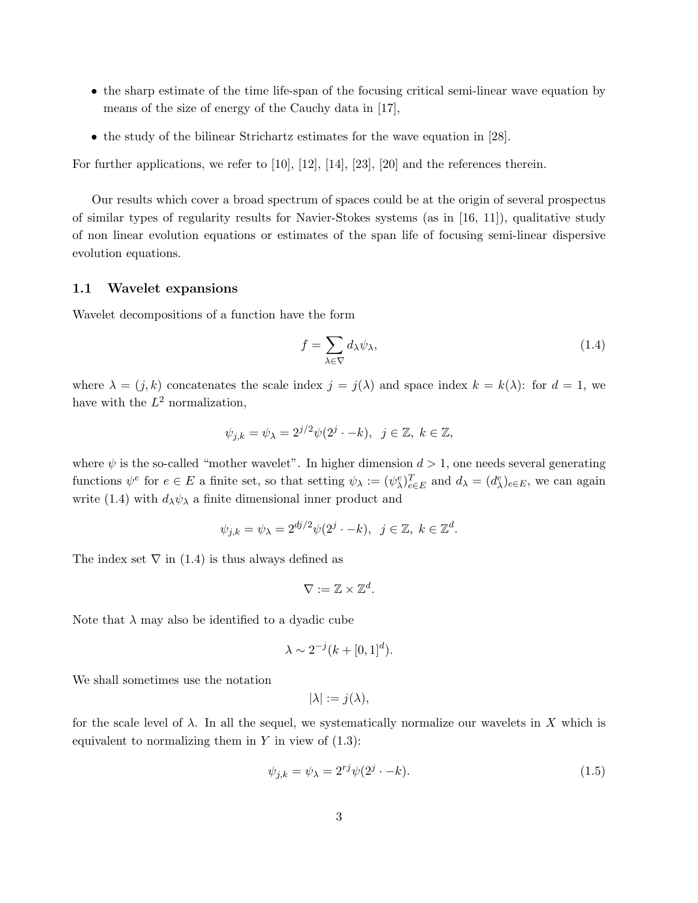- the sharp estimate of the time life-span of the focusing critical semi-linear wave equation by means of the size of energy of the Cauchy data in [17],
- the study of the bilinear Strichartz estimates for the wave equation in [28].

For further applications, we refer to [10], [12], [14], [23], [20] and the references therein.

Our results which cover a broad spectrum of spaces could be at the origin of several prospectus of similar types of regularity results for Navier-Stokes systems (as in [16, 11]), qualitative study of non linear evolution equations or estimates of the span life of focusing semi-linear dispersive evolution equations.

### 1.1 Wavelet expansions

Wavelet decompositions of a function have the form

$$f = \sum_{\lambda \in \nabla} d_\lambda \psi_\lambda, \tag{1.4}$$

where $\lambda = (j,k)$ concatenates the scale index $j = j(\lambda)$ and space index $k = k(\lambda)$: for $d = 1$, we have with the $L^2$ normalization,

$$\psi_{j,k} = \psi_\lambda = 2^{j/2}\psi(2^j \cdot -k), \;\; j \in \mathbb{Z},\; k \in \mathbb{Z},$$

where $\psi$ is the so-called "mother wavelet". In higher dimension $d > 1$, one needs several generating functions $\psi^e$ for $e \in E$ a finite set, so that setting $\psi_\lambda := (\psi_\lambda^e)_{e\in E}^T$ and $d_\lambda = (d_\lambda^e)_{e\in E}$, we can again write (1.4) with $d_\lambda \psi_\lambda$ a finite dimensional inner product and

$$\psi_{j,k} = \psi_\lambda = 2^{dj/2}\psi(2^j \cdot -k), \;\; j \in \mathbb{Z},\; k \in \mathbb{Z}^d.$$

The index set $\nabla$ in (1.4) is thus always defined as

$$\nabla := \mathbb{Z} \times \mathbb{Z}^d.$$

Note that $\lambda$ may also be identified to a dyadic cube

$$\lambda \sim 2^{-j}(k + [0,1]^d).$$

We shall sometimes use the notation

$$|\lambda| := j(\lambda),$$

for the scale level of $\lambda$. In all the sequel, we systematically normalize our wavelets in $X$ which is equivalent to normalizing them in $Y$ in view of (1.3):

$$\psi_{j,k} = \psi_\lambda = 2^{rj}\psi(2^j \cdot -k). \tag{1.5}$$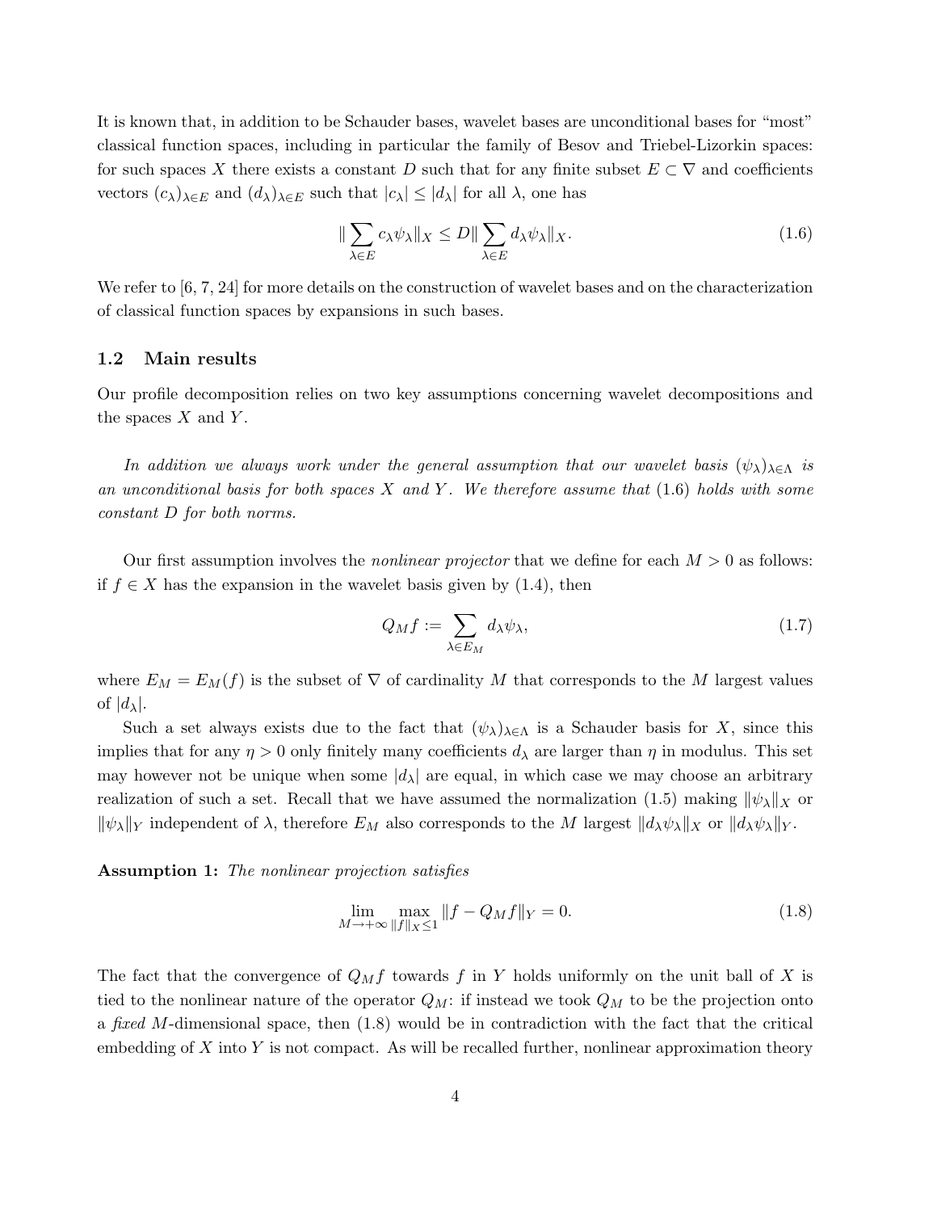It is known that, in addition to be Schauder bases, wavelet bases are unconditional bases for "most" classical function spaces, including in particular the family of Besov and Triebel-Lizorkin spaces: for such spaces $X$ there exists a constant $D$ such that for any finite subset $E \subset \nabla$ and coefficients vectors $(c_\lambda)_{\lambda \in E}$ and $(d_\lambda)_{\lambda \in E}$ such that $|c_\lambda| \leq |d_\lambda|$ for all $\lambda$, one has

$$\|\sum_{\lambda \in E} c_\lambda \psi_\lambda\|_X \leq D \|\sum_{\lambda \in E} d_\lambda \psi_\lambda\|_X. \tag{1.6}$$

We refer to [6, 7, 24] for more details on the construction of wavelet bases and on the characterization of classical function spaces by expansions in such bases.

### 1.2 Main results

Our profile decomposition relies on two key assumptions concerning wavelet decompositions and the spaces $X$ and $Y$.

*In addition we always work under the general assumption that our wavelet basis $(\psi_\lambda)_{\lambda \in \Lambda}$ is an unconditional basis for both spaces $X$ and $Y$. We therefore assume that (1.6) holds with some constant $D$ for both norms.*

Our first assumption involves the *nonlinear projector* that we define for each $M > 0$ as follows: if $f \in X$ has the expansion in the wavelet basis given by (1.4), then

$$Q_M f := \sum_{\lambda \in E_M} d_\lambda \psi_\lambda, \tag{1.7}$$

where $E_M = E_M(f)$ is the subset of $\nabla$ of cardinality $M$ that corresponds to the $M$ largest values of $|d_\lambda|$.

Such a set always exists due to the fact that $(\psi_\lambda)_{\lambda \in \Lambda}$ is a Schauder basis for $X$, since this implies that for any $\eta > 0$ only finitely many coefficients $d_\lambda$ are larger than $\eta$ in modulus. This set may however not be unique when some $|d_\lambda|$ are equal, in which case we may choose an arbitrary realization of such a set. Recall that we have assumed the normalization (1.5) making $\|\psi_\lambda\|_X$ or $\|\psi_\lambda\|_Y$ independent of $\lambda$, therefore $E_M$ also corresponds to the $M$ largest $\|d_\lambda \psi_\lambda\|_X$ or $\|d_\lambda \psi_\lambda\|_Y$.

**Assumption 1:** *The nonlinear projection satisfies*

$$\lim_{M \to +\infty} \max_{\|f\|_X \leq 1} \|f - Q_M f\|_Y = 0. \tag{1.8}$$

The fact that the convergence of $Q_M f$ towards $f$ in $Y$ holds uniformly on the unit ball of $X$ is tied to the nonlinear nature of the operator $Q_M$: if instead we took $Q_M$ to be the projection onto a *fixed* $M$-dimensional space, then (1.8) would be in contradiction with the fact that the critical embedding of $X$ into $Y$ is not compact. As will be recalled further, nonlinear approximation theory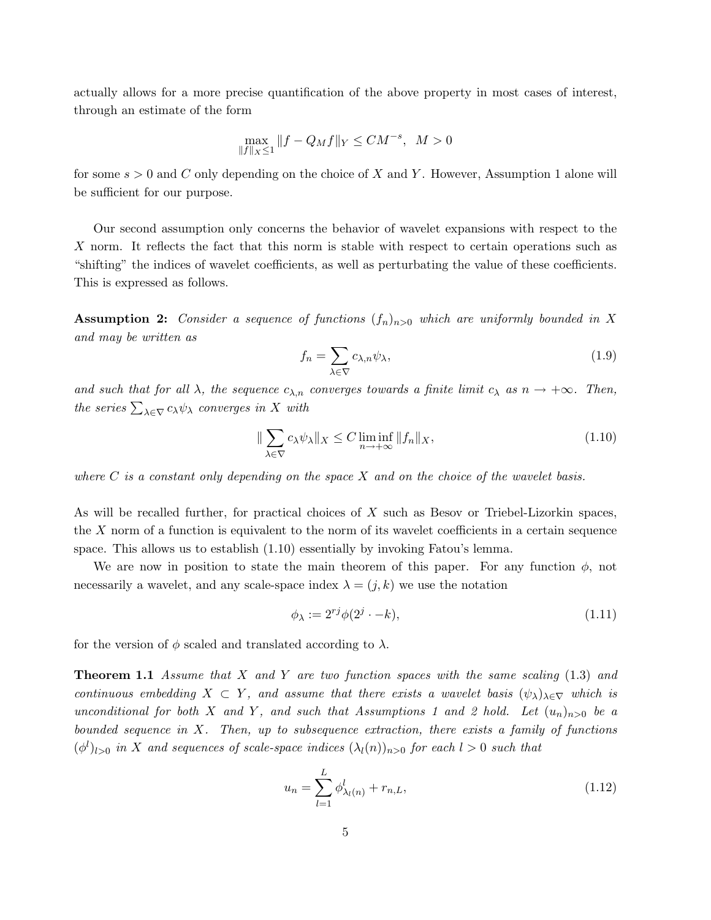actually allows for a more precise quantification of the above property in most cases of interest, through an estimate of the form

$$\max_{\|f\|_X \leq 1} \|f - Q_M f\|_Y \leq C M^{-s}, \ \ M > 0$$

for some $s > 0$ and $C$ only depending on the choice of $X$ and $Y$. However, Assumption 1 alone will be sufficient for our purpose.

Our second assumption only concerns the behavior of wavelet expansions with respect to the $X$ norm. It reflects the fact that this norm is stable with respect to certain operations such as "shifting" the indices of wavelet coefficients, as well as perturbating the value of these coefficients. This is expressed as follows.

**Assumption 2:** *Consider a sequence of functions $(f_n)_{n>0}$ which are uniformly bounded in $X$ and may be written as*

$$f_n = \sum_{\lambda \in \nabla} c_{\lambda,n} \psi_\lambda, \tag{1.9}$$

*and such that for all $\lambda$, the sequence $c_{\lambda,n}$ converges towards a finite limit $c_\lambda$ as $n \to +\infty$. Then, the series $\sum_{\lambda \in \nabla} c_\lambda \psi_\lambda$ converges in $X$ with*

$$\| \sum_{\lambda \in \nabla} c_\lambda \psi_\lambda \|_X \leq C \liminf_{n \to +\infty} \|f_n\|_X, \tag{1.10}$$

*where $C$ is a constant only depending on the space $X$ and on the choice of the wavelet basis.*

As will be recalled further, for practical choices of $X$ such as Besov or Triebel-Lizorkin spaces, the $X$ norm of a function is equivalent to the norm of its wavelet coefficients in a certain sequence space. This allows us to establish (1.10) essentially by invoking Fatou's lemma.

We are now in position to state the main theorem of this paper. For any function $\phi$, not necessarily a wavelet, and any scale-space index $\lambda = (j, k)$ we use the notation

$$\phi_\lambda := 2^{rj} \phi(2^j \cdot -k), \tag{1.11}$$

for the version of $\phi$ scaled and translated according to $\lambda$.

**Theorem 1.1** *Assume that $X$ and $Y$ are two function spaces with the same scaling (1.3) and continuous embedding $X \subset Y$, and assume that there exists a wavelet basis $(\psi_\lambda)_{\lambda \in \nabla}$ which is unconditional for both $X$ and $Y$, and such that Assumptions 1 and 2 hold. Let $(u_n)_{n>0}$ be a bounded sequence in $X$. Then, up to subsequence extraction, there exists a family of functions $(\phi^l)_{l>0}$ in $X$ and sequences of scale-space indices $(\lambda_l(n))_{n>0}$ for each $l > 0$ such that*

$$u_n = \sum_{l=1}^{L} \phi^l_{\lambda_l(n)} + r_{n,L}, \tag{1.12}$$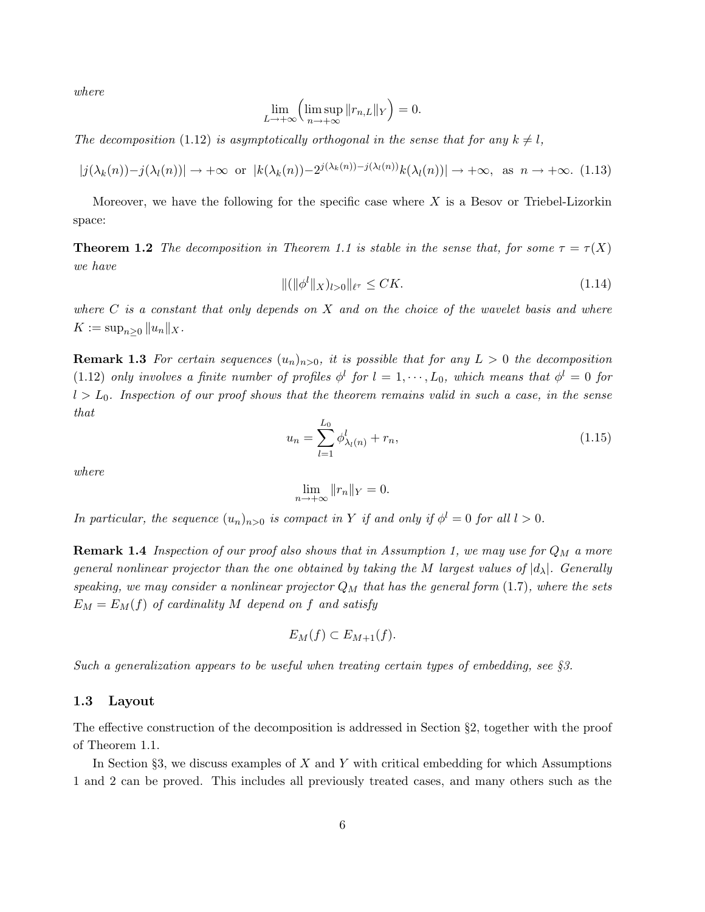*where*

$$\lim_{L\to+\infty}\Big(\limsup_{n\to+\infty}\|r_{n,L}\|_Y\Big)=0.$$

*The decomposition* (1.12) *is asymptotically orthogonal in the sense that for any* $k\neq l$,

$$|j(\lambda_k(n))-j(\lambda_l(n))|\to+\infty \ \text{ or } \ |k(\lambda_k(n))-2^{j(\lambda_k(n))-j(\lambda_l(n))}k(\lambda_l(n))|\to+\infty, \ \text{ as } \ n\to+\infty. \quad (1.13)$$

Moreover, we have the following for the specific case where $X$ is a Besov or Triebel-Lizorkin space:

**Theorem 1.2** *The decomposition in Theorem 1.1 is stable in the sense that, for some* $\tau=\tau(X)$ *we have*

$$\|(\|\phi^l\|_X)_{l>0}\|_{\ell^\tau}\leq CK. \quad (1.14)$$

*where* $C$ *is a constant that only depends on* $X$ *and on the choice of the wavelet basis and where* $K:=\sup_{n\geq 0}\|u_n\|_X$.

**Remark 1.3** *For certain sequences* $(u_n)_{n>0}$, *it is possible that for any* $L>0$ *the decomposition* (1.12) *only involves a finite number of profiles* $\phi^l$ *for* $l=1,\cdots,L_0$, *which means that* $\phi^l=0$ *for* $l>L_0$. *Inspection of our proof shows that the theorem remains valid in such a case, in the sense that*

$$u_n=\sum_{l=1}^{L_0}\phi^l_{\lambda_l(n)}+r_n, \quad (1.15)$$

*where*

$$\lim_{n\to+\infty}\|r_n\|_Y=0.$$

*In particular, the sequence* $(u_n)_{n>0}$ *is compact in* $Y$ *if and only if* $\phi^l=0$ *for all* $l>0$.

**Remark 1.4** *Inspection of our proof also shows that in Assumption 1, we may use for* $Q_M$ *a more general nonlinear projector than the one obtained by taking the* $M$ *largest values of* $|d_\lambda|$. *Generally speaking, we may consider a nonlinear projector* $Q_M$ *that has the general form* (1.7), *where the sets* $E_M=E_M(f)$ *of cardinality* $M$ *depend on* $f$ *and satisfy*

$$E_M(f)\subset E_{M+1}(f).$$

*Such a generalization appears to be useful when treating certain types of embedding, see §3.*

### 1.3 Layout

The effective construction of the decomposition is addressed in Section §2, together with the proof of Theorem 1.1.

In Section §3, we discuss examples of $X$ and $Y$ with critical embedding for which Assumptions 1 and 2 can be proved. This includes all previously treated cases, and many others such as the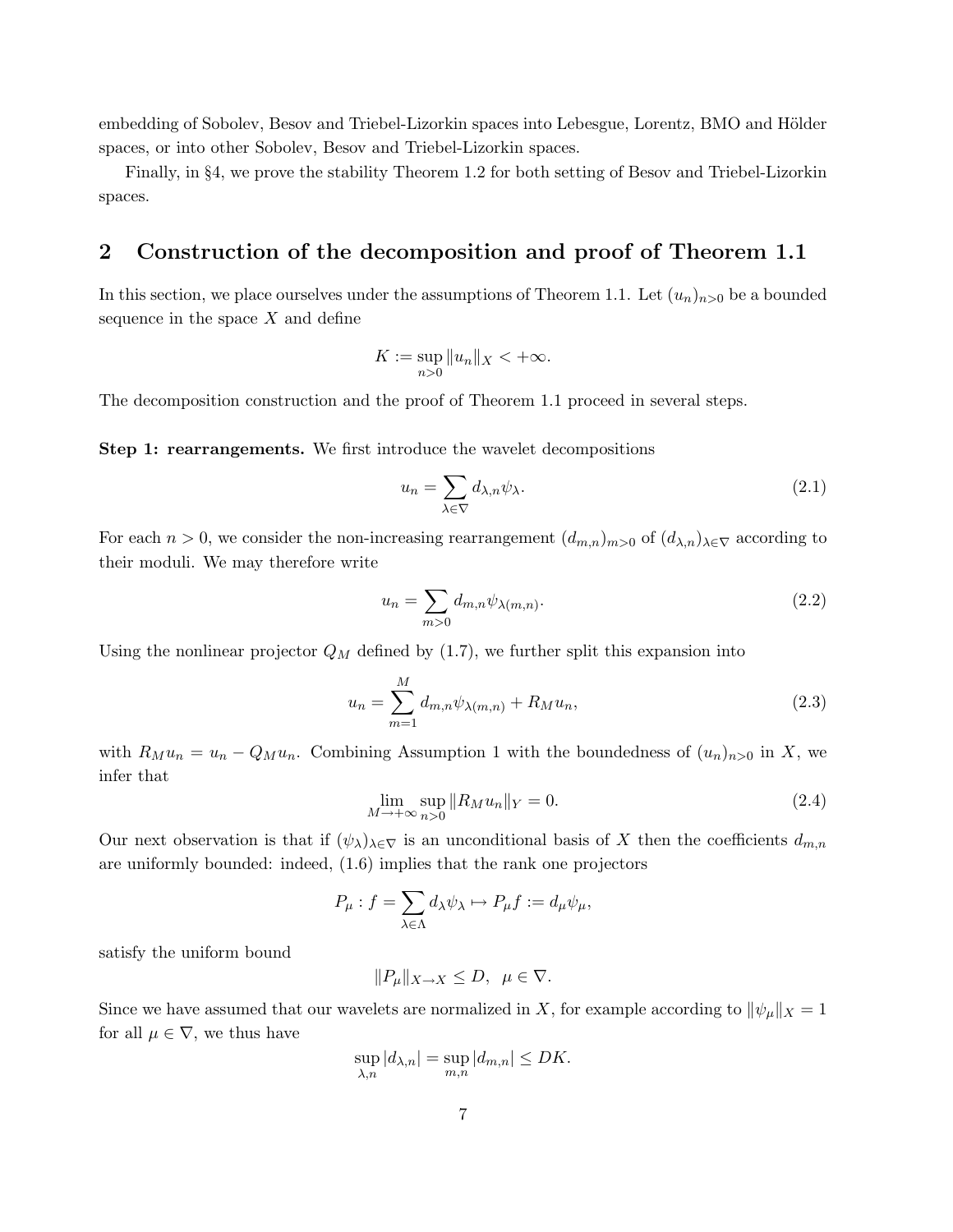embedding of Sobolev, Besov and Triebel-Lizorkin spaces into Lebesgue, Lorentz, BMO and Hölder spaces, or into other Sobolev, Besov and Triebel-Lizorkin spaces.

Finally, in §4, we prove the stability Theorem 1.2 for both setting of Besov and Triebel-Lizorkin spaces.

## 2 Construction of the decomposition and proof of Theorem 1.1

In this section, we place ourselves under the assumptions of Theorem 1.1. Let $(u_n)_{n>0}$ be a bounded sequence in the space $X$ and define

$$K := \sup_{n>0} \|u_n\|_X < +\infty.$$

The decomposition construction and the proof of Theorem 1.1 proceed in several steps.

**Step 1: rearrangements.** We first introduce the wavelet decompositions

$$u_n = \sum_{\lambda \in \nabla} d_{\lambda,n} \psi_\lambda. \tag{2.1}$$

For each $n > 0$, we consider the non-increasing rearrangement $(d_{m,n})_{m>0}$ of $(d_{\lambda,n})_{\lambda\in\nabla}$ according to their moduli. We may therefore write

$$u_n = \sum_{m>0} d_{m,n} \psi_{\lambda(m,n)}. \tag{2.2}$$

Using the nonlinear projector $Q_M$ defined by (1.7), we further split this expansion into

$$u_n = \sum_{m=1}^{M} d_{m,n} \psi_{\lambda(m,n)} + R_M u_n, \tag{2.3}$$

with $R_M u_n = u_n - Q_M u_n$. Combining Assumption 1 with the boundedness of $(u_n)_{n>0}$ in $X$, we infer that

$$\lim_{M\to+\infty} \sup_{n>0} \|R_M u_n\|_Y = 0. \tag{2.4}$$

Our next observation is that if $(\psi_\lambda)_{\lambda\in\nabla}$ is an unconditional basis of $X$ then the coefficients $d_{m,n}$ are uniformly bounded: indeed, (1.6) implies that the rank one projectors

$$P_\mu : f = \sum_{\lambda\in\Lambda} d_\lambda \psi_\lambda \mapsto P_\mu f := d_\mu \psi_\mu,$$

satisfy the uniform bound

$$\|P_\mu\|_{X\to X} \le D, \ \ \mu \in \nabla.$$

Since we have assumed that our wavelets are normalized in $X$, for example according to $\|\psi_\mu\|_X = 1$ for all $\mu \in \nabla$, we thus have

$$\sup_{\lambda,n} |d_{\lambda,n}| = \sup_{m,n} |d_{m,n}| \le DK.$$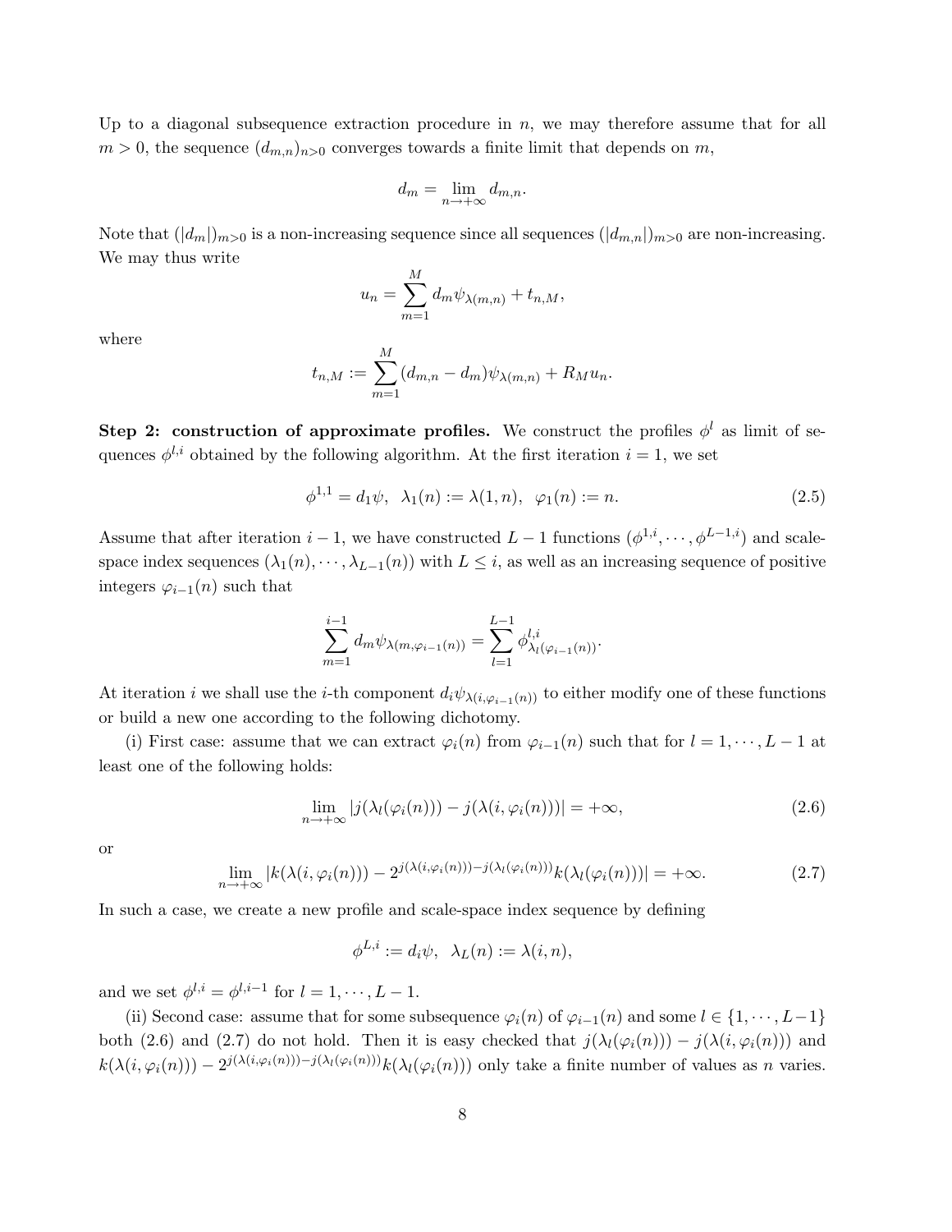Up to a diagonal subsequence extraction procedure in $n$, we may therefore assume that for all $m > 0$, the sequence $(d_{m,n})_{n>0}$ converges towards a finite limit that depends on $m$,

$$d_m = \lim_{n\to+\infty} d_{m,n}.$$

Note that $(|d_m|)_{m>0}$ is a non-increasing sequence since all sequences $(|d_{m,n}|)_{m>0}$ are non-increasing. We may thus write

$$u_n = \sum_{m=1}^{M} d_m \psi_{\lambda(m,n)} + t_{n,M},$$

where

$$t_{n,M} := \sum_{m=1}^{M} (d_{m,n} - d_m)\psi_{\lambda(m,n)} + R_M u_n.$$

**Step 2: construction of approximate profiles.** We construct the profiles $\phi^l$ as limit of sequences $\phi^{l,i}$ obtained by the following algorithm. At the first iteration $i = 1$, we set

$$\phi^{1,1} = d_1\psi, \;\; \lambda_1(n) := \lambda(1,n), \;\; \varphi_1(n) := n. \tag{2.5}$$

Assume that after iteration $i-1$, we have constructed $L-1$ functions $(\phi^{1,i}, \cdots, \phi^{L-1,i})$ and scale-space index sequences $(\lambda_1(n), \cdots, \lambda_{L-1}(n))$ with $L \leq i$, as well as an increasing sequence of positive integers $\varphi_{i-1}(n)$ such that

$$\sum_{m=1}^{i-1} d_m \psi_{\lambda(m,\varphi_{i-1}(n))} = \sum_{l=1}^{L-1} \phi^{l,i}_{\lambda_l(\varphi_{i-1}(n))}.$$

At iteration $i$ we shall use the $i$-th component $d_i\psi_{\lambda(i,\varphi_{i-1}(n))}$ to either modify one of these functions or build a new one according to the following dichotomy.

(i) First case: assume that we can extract $\varphi_i(n)$ from $\varphi_{i-1}(n)$ such that for $l = 1, \cdots, L-1$ at least one of the following holds:

$$\lim_{n\to+\infty} |j(\lambda_l(\varphi_i(n))) - j(\lambda(i,\varphi_i(n)))| = +\infty, \tag{2.6}$$

or

$$\lim_{n\to+\infty} |k(\lambda(i,\varphi_i(n))) - 2^{j(\lambda(i,\varphi_i(n)))-j(\lambda_l(\varphi_i(n)))}k(\lambda_l(\varphi_i(n)))| = +\infty. \tag{2.7}$$

In such a case, we create a new profile and scale-space index sequence by defining

$$\phi^{L,i} := d_i\psi, \;\; \lambda_L(n) := \lambda(i,n),$$

and we set $\phi^{l,i} = \phi^{l,i-1}$ for $l = 1, \cdots, L-1$.

(ii) Second case: assume that for some subsequence $\varphi_i(n)$ of $\varphi_{i-1}(n)$ and some $l \in \{1, \cdots, L-1\}$ both (2.6) and (2.7) do not hold. Then it is easy checked that $j(\lambda_l(\varphi_i(n))) - j(\lambda(i,\varphi_i(n)))$ and $k(\lambda(i,\varphi_i(n))) - 2^{j(\lambda(i,\varphi_i(n)))-j(\lambda_l(\varphi_i(n)))}k(\lambda_l(\varphi_i(n)))$ only take a finite number of values as $n$ varies.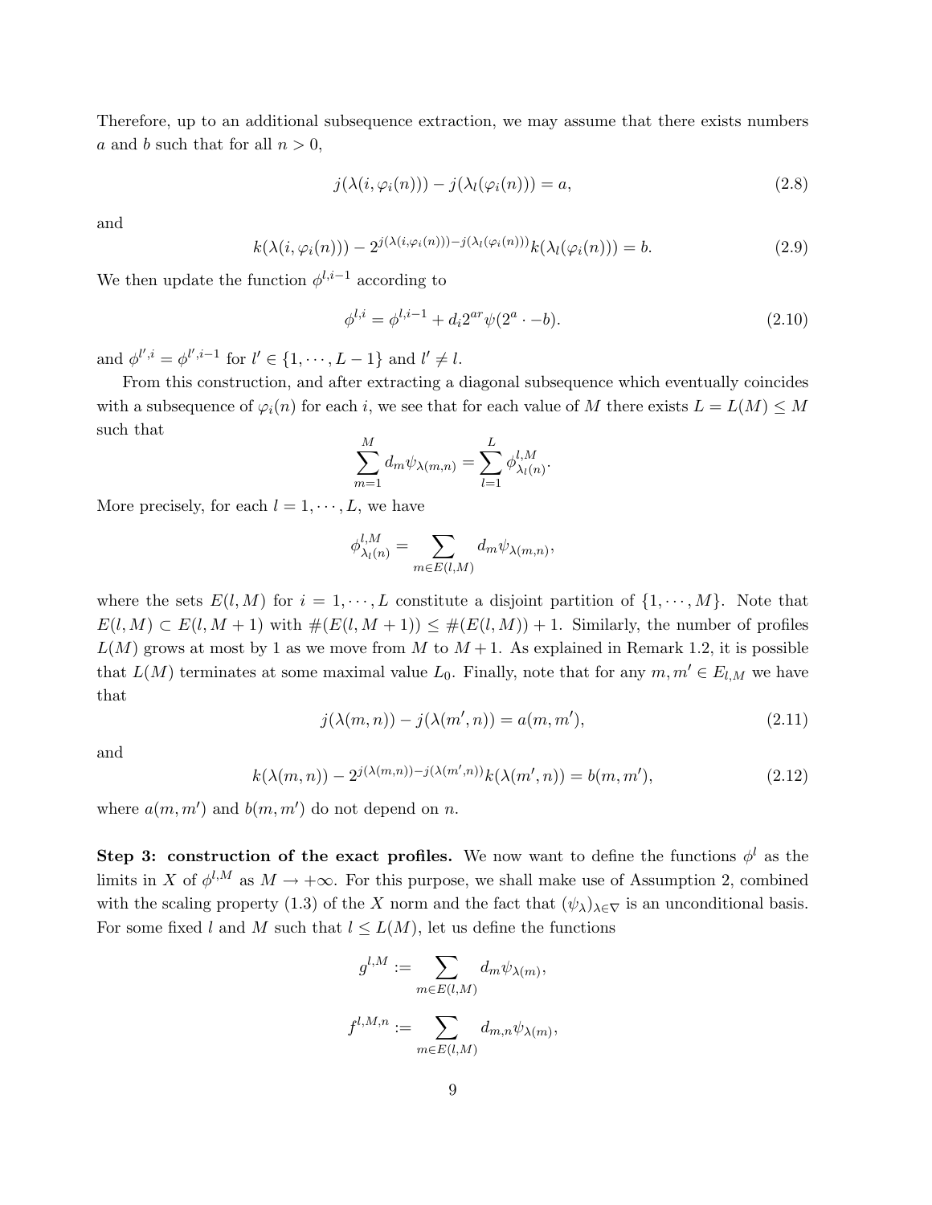Therefore, up to an additional subsequence extraction, we may assume that there exists numbers $a$ and $b$ such that for all $n > 0$,

$$j(\lambda(i, \varphi_i(n))) - j(\lambda_l(\varphi_i(n))) = a, \tag{2.8}$$

and

$$k(\lambda(i, \varphi_i(n))) - 2^{j(\lambda(i,\varphi_i(n)))-j(\lambda_l(\varphi_i(n)))} k(\lambda_l(\varphi_i(n))) = b. \tag{2.9}$$

We then update the function $\phi^{l,i-1}$ according to

$$\phi^{l,i} = \phi^{l,i-1} + d_i 2^{ar} \psi(2^a \cdot -b). \tag{2.10}$$

and $\phi^{l',i} = \phi^{l',i-1}$ for $l' \in \{1, \cdots, L-1\}$ and $l' \neq l$.

From this construction, and after extracting a diagonal subsequence which eventually coincides with a subsequence of $\varphi_i(n)$ for each $i$, we see that for each value of $M$ there exists $L = L(M) \leq M$ such that

$$\sum_{m=1}^{M} d_m \psi_{\lambda(m,n)} = \sum_{l=1}^{L} \phi^{l,M}_{\lambda_l(n)}.$$

More precisely, for each $l = 1, \cdots, L$, we have

$$\phi^{l,M}_{\lambda_l(n)} = \sum_{m \in E(l,M)} d_m \psi_{\lambda(m,n)},$$

where the sets $E(l, M)$ for $i = 1, \cdots, L$ constitute a disjoint partition of $\{1, \cdots, M\}$. Note that $E(l, M) \subset E(l, M + 1)$ with $\#(E(l, M + 1)) \leq \#(E(l, M)) + 1$. Similarly, the number of profiles $L(M)$ grows at most by 1 as we move from $M$ to $M + 1$. As explained in Remark 1.2, it is possible that $L(M)$ terminates at some maximal value $L_0$. Finally, note that for any $m, m' \in E_{l,M}$ we have that

$$j(\lambda(m, n)) - j(\lambda(m', n)) = a(m, m'), \tag{2.11}$$

and

$$k(\lambda(m, n)) - 2^{j(\lambda(m,n))-j(\lambda(m',n))} k(\lambda(m', n)) = b(m, m'), \tag{2.12}$$

where $a(m, m')$ and $b(m, m')$ do not depend on $n$.

**Step 3: construction of the exact profiles.** We now want to define the functions $\phi^l$ as the limits in $X$ of $\phi^{l,M}$ as $M \to +\infty$. For this purpose, we shall make use of Assumption 2, combined with the scaling property (1.3) of the $X$ norm and the fact that $(\psi_\lambda)_{\lambda \in \nabla}$ is an unconditional basis. For some fixed $l$ and $M$ such that $l \leq L(M)$, let us define the functions

$$g^{l,M} := \sum_{m \in E(l,M)} d_m \psi_{\lambda(m)},$$

$$f^{l,M,n} := \sum_{m \in E(l,M)} d_{m,n} \psi_{\lambda(m)},$$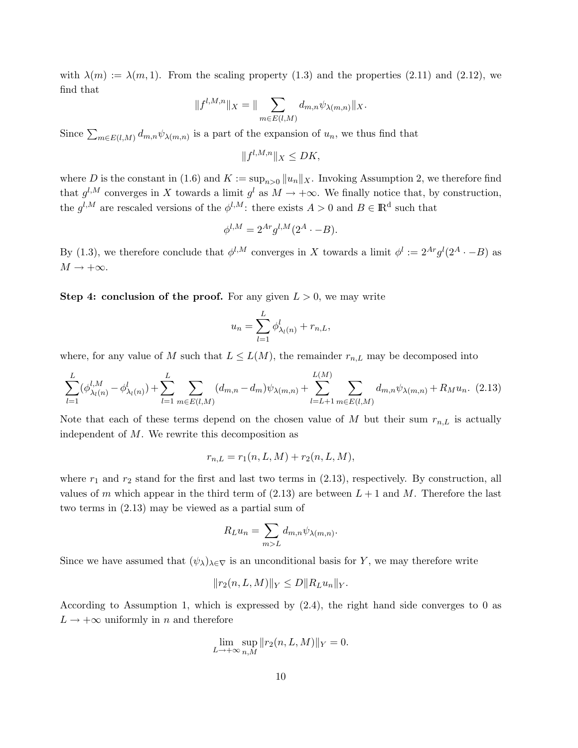with $\lambda(m) := \lambda(m, 1)$. From the scaling property (1.3) and the properties (2.11) and (2.12), we find that

$$\|f^{l,M,n}\|_X = \| \sum_{m \in E(l,M)} d_{m,n} \psi_{\lambda(m,n)} \|_X.$$

Since $\sum_{m \in E(l,M)} d_{m,n} \psi_{\lambda(m,n)}$ is a part of the expansion of $u_n$, we thus find that

$$\|f^{l,M,n}\|_X \leq DK,$$

where $D$ is the constant in (1.6) and $K := \sup_{n>0} \|u_n\|_X$. Invoking Assumption 2, we therefore find that $g^{l,M}$ converges in $X$ towards a limit $g^l$ as $M \to +\infty$. We finally notice that, by construction, the $g^{l,M}$ are rescaled versions of the $\phi^{l,M}$: there exists $A > 0$ and $B \in \mathbb{R}^d$ such that

$$\phi^{l,M} = 2^{Ar} g^{l,M}(2^A \cdot -B).$$

By (1.3), we therefore conclude that $\phi^{l,M}$ converges in $X$ towards a limit $\phi^l := 2^{Ar} g^l(2^A \cdot -B)$ as $M \to +\infty$.

**Step 4: conclusion of the proof.** For any given $L > 0$, we may write

$$u_n = \sum_{l=1}^{L} \phi^l_{\lambda_l(n)} + r_{n,L},$$

where, for any value of $M$ such that $L \leq L(M)$, the remainder $r_{n,L}$ may be decomposed into

$$\sum_{l=1}^{L} (\phi^{l,M}_{\lambda_l(n)} - \phi^l_{\lambda_l(n)}) + \sum_{l=1}^{L} \sum_{m \in E(l,M)} (d_{m,n} - d_m) \psi_{\lambda(m,n)} + \sum_{l=L+1}^{L(M)} \sum_{m \in E(l,M)} d_{m,n} \psi_{\lambda(m,n)} + R_M u_n. \quad (2.13)$$

Note that each of these terms depend on the chosen value of $M$ but their sum $r_{n,L}$ is actually independent of $M$. We rewrite this decomposition as

$$r_{n,L} = r_1(n, L, M) + r_2(n, L, M),$$

where $r_1$ and $r_2$ stand for the first and last two terms in (2.13), respectively. By construction, all values of $m$ which appear in the third term of (2.13) are between $L+1$ and $M$. Therefore the last two terms in (2.13) may be viewed as a partial sum of

$$R_L u_n = \sum_{m > L} d_{m,n} \psi_{\lambda(m,n)}.$$

Since we have assumed that $(\psi_\lambda)_{\lambda \in \nabla}$ is an unconditional basis for $Y$, we may therefore write

$$\|r_2(n, L, M)\|_Y \leq D \|R_L u_n\|_Y.$$

According to Assumption 1, which is expressed by (2.4), the right hand side converges to 0 as $L \to +\infty$ uniformly in $n$ and therefore

$$\lim_{L \to +\infty} \sup_{n,M} \|r_2(n, L, M)\|_Y = 0.$$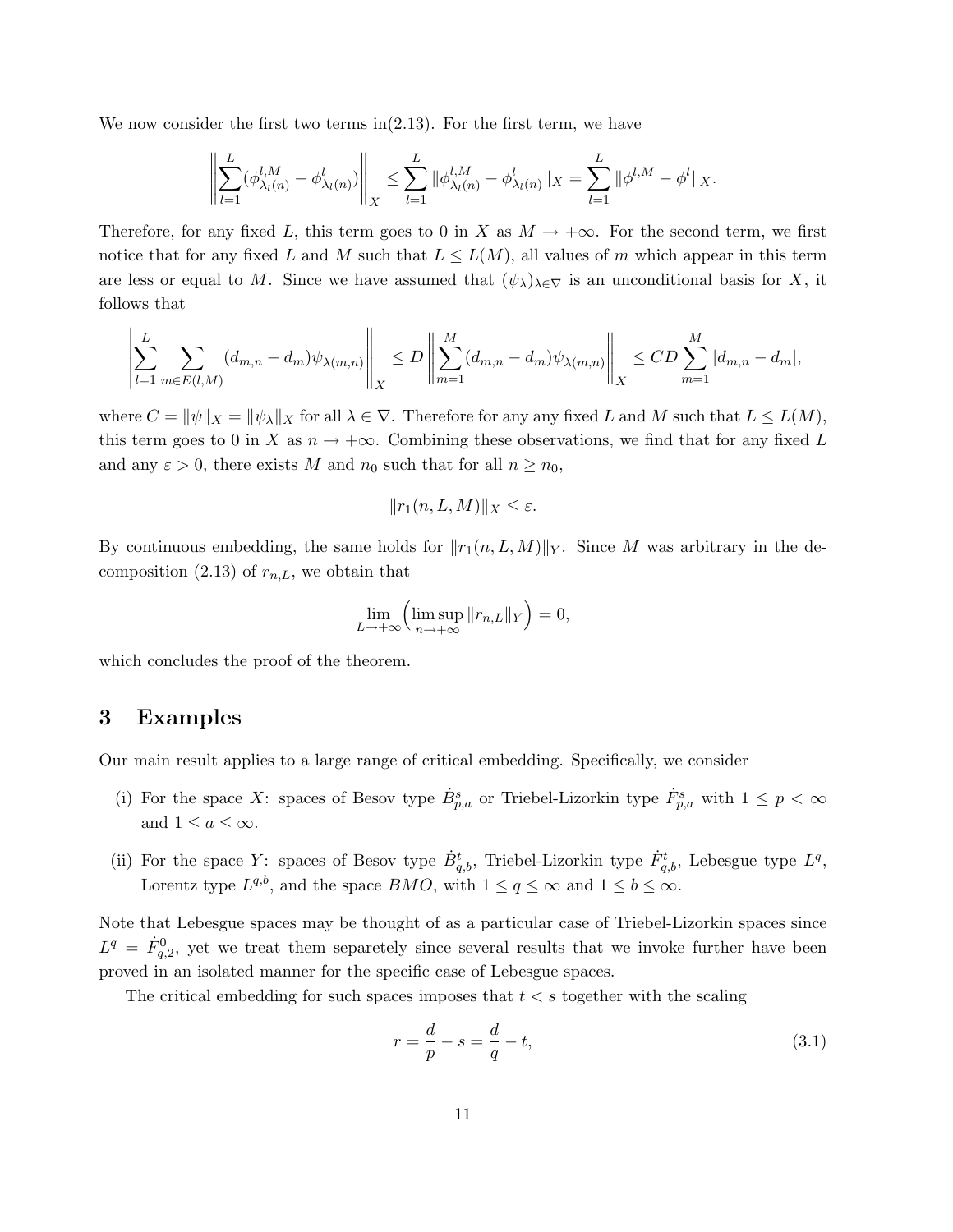We now consider the first two terms in(2.13). For the first term, we have

$$\left\| \sum_{l=1}^{L} (\phi^{l,M}_{\lambda_l(n)} - \phi^l_{\lambda_l(n)}) \right\|_X \leq \sum_{l=1}^{L} \|\phi^{l,M}_{\lambda_l(n)} - \phi^l_{\lambda_l(n)}\|_X = \sum_{l=1}^{L} \|\phi^{l,M} - \phi^l\|_X.$$

Therefore, for any fixed $L$, this term goes to 0 in $X$ as $M \to +\infty$. For the second term, we first notice that for any fixed $L$ and $M$ such that $L \leq L(M)$, all values of $m$ which appear in this term are less or equal to $M$. Since we have assumed that $(\psi_\lambda)_{\lambda \in \nabla}$ is an unconditional basis for $X$, it follows that

$$\left\| \sum_{l=1}^{L} \sum_{m \in E(l,M)} (d_{m,n} - d_m) \psi_{\lambda(m,n)} \right\|_X \leq D \left\| \sum_{m=1}^{M} (d_{m,n} - d_m) \psi_{\lambda(m,n)} \right\|_X \leq CD \sum_{m=1}^{M} |d_{m,n} - d_m|,$$

where $C = \|\psi\|_X = \|\psi_\lambda\|_X$ for all $\lambda \in \nabla$. Therefore for any any fixed $L$ and $M$ such that $L \leq L(M)$, this term goes to 0 in $X$ as $n \to +\infty$. Combining these observations, we find that for any fixed $L$ and any $\varepsilon > 0$, there exists $M$ and $n_0$ such that for all $n \geq n_0$,

$$\|r_1(n, L, M)\|_X \leq \varepsilon.$$

By continuous embedding, the same holds for $\|r_1(n, L, M)\|_Y$. Since $M$ was arbitrary in the decomposition (2.13) of $r_{n,L}$, we obtain that

$$\lim_{L \to +\infty} \Big( \limsup_{n \to +\infty} \|r_{n,L}\|_Y \Big) = 0,$$

which concludes the proof of the theorem.

## 3 Examples

Our main result applies to a large range of critical embedding. Specifically, we consider

(i) For the space $X$: spaces of Besov type $\dot{B}^s_{p,a}$ or Triebel-Lizorkin type $\dot{F}^s_{p,a}$ with $1 \leq p < \infty$ and $1 \leq a \leq \infty$.

(ii) For the space $Y$: spaces of Besov type $\dot{B}^t_{q,b}$, Triebel-Lizorkin type $\dot{F}^t_{q,b}$, Lebesgue type $L^q$, Lorentz type $L^{q,b}$, and the space $BMO$, with $1 \leq q \leq \infty$ and $1 \leq b \leq \infty$.

Note that Lebesgue spaces may be thought of as a particular case of Triebel-Lizorkin spaces since $L^q = \dot{F}^0_{q,2}$, yet we treat them separetely since several results that we invoke further have been proved in an isolated manner for the specific case of Lebesgue spaces.

The critical embedding for such spaces imposes that $t < s$ together with the scaling

$$r = \frac{d}{p} - s = \frac{d}{q} - t, \tag{3.1}$$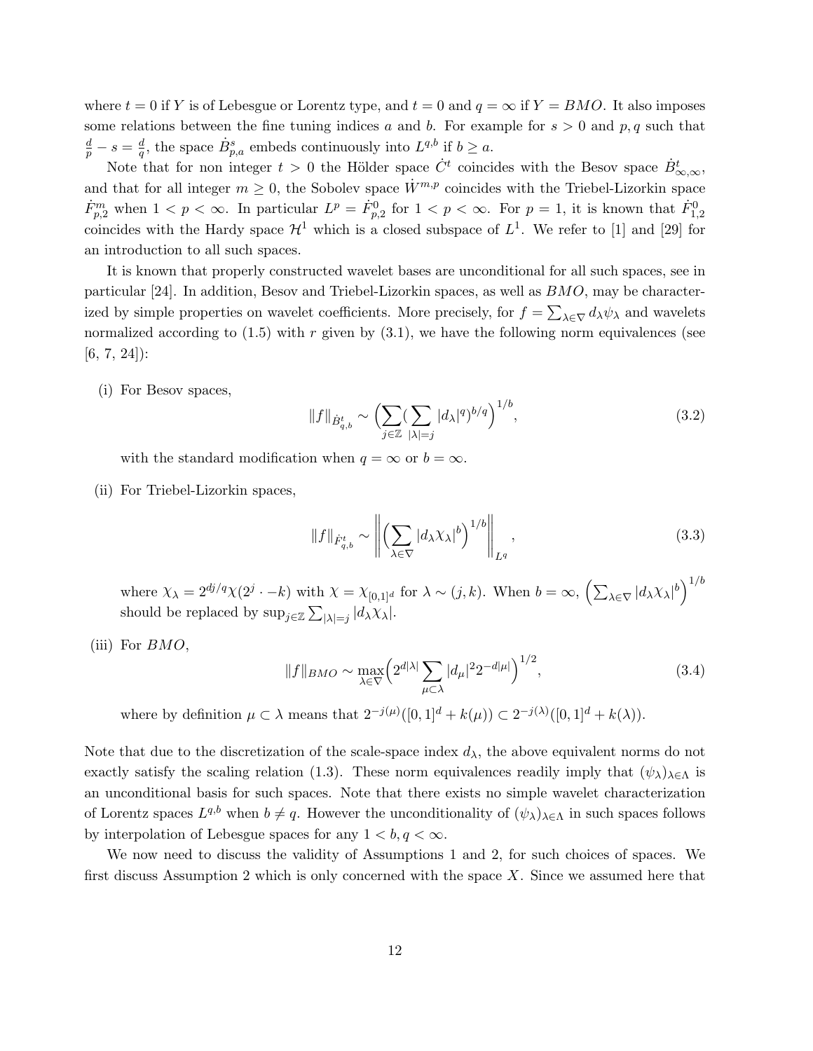where $t = 0$ if $Y$ is of Lebesgue or Lorentz type, and $t = 0$ and $q = \infty$ if $Y = BMO$. It also imposes some relations between the fine tuning indices $a$ and $b$. For example for $s > 0$ and $p, q$ such that $\frac{d}{p} - s = \frac{d}{q}$, the space $\dot{B}^s_{p,a}$ embeds continuously into $L^{q,b}$ if $b \geq a$.

Note that for non integer $t > 0$ the Hölder space $\dot{C}^t$ coincides with the Besov space $\dot{B}^t_{\infty,\infty}$, and that for all integer $m \geq 0$, the Sobolev space $\dot{W}^{m,p}$ coincides with the Triebel-Lizorkin space $\dot{F}^m_{p,2}$ when $1 < p < \infty$. In particular $L^p = \dot{F}^0_{p,2}$ for $1 < p < \infty$. For $p = 1$, it is known that $\dot{F}^0_{1,2}$ coincides with the Hardy space $\mathcal{H}^1$ which is a closed subspace of $L^1$. We refer to [1] and [29] for an introduction to all such spaces.

It is known that properly constructed wavelet bases are unconditional for all such spaces, see in particular [24]. In addition, Besov and Triebel-Lizorkin spaces, as well as $BMO$, may be characterized by simple properties on wavelet coefficients. More precisely, for $f = \sum_{\lambda\in\nabla} d_\lambda \psi_\lambda$ and wavelets normalized according to (1.5) with $r$ given by (3.1), we have the following norm equivalences (see [6, 7, 24]):

(i) For Besov spaces,

$$\|f\|_{\dot{B}^t_{q,b}} \sim \Big(\sum_{j\in\mathbb{Z}} (\sum_{|\lambda|=j} |d_\lambda|^q)^{b/q}\Big)^{1/b}, \tag{3.2}$$

with the standard modification when $q = \infty$ or $b = \infty$.

(ii) For Triebel-Lizorkin spaces,

$$\|f\|_{\dot{F}^t_{q,b}} \sim \left\| \Big(\sum_{\lambda\in\nabla} |d_\lambda \chi_\lambda|^b\Big)^{1/b} \right\|_{L^q}, \tag{3.3}$$

where $\chi_\lambda = 2^{dj/q}\chi(2^j \cdot -k)$ with $\chi = \chi_{[0,1]^d}$ for $\lambda \sim (j,k)$. When $b = \infty$, $\Big(\sum_{\lambda\in\nabla} |d_\lambda \chi_\lambda|^b\Big)^{1/b}$ should be replaced by $\sup_{j\in\mathbb{Z}} \sum_{|\lambda|=j} |d_\lambda \chi_\lambda|$.

(iii) For $BMO$,

$$\|f\|_{BMO} \sim \max_{\lambda\in\nabla} \Big(2^{d|\lambda|} \sum_{\mu\subset\lambda} |d_\mu|^2 2^{-d|\mu|}\Big)^{1/2}, \tag{3.4}$$

where by definition $\mu \subset \lambda$ means that $2^{-j(\mu)}([0,1]^d + k(\mu)) \subset 2^{-j(\lambda)}([0,1]^d + k(\lambda))$.

Note that due to the discretization of the scale-space index $d_\lambda$, the above equivalent norms do not exactly satisfy the scaling relation (1.3). These norm equivalences readily imply that $(\psi_\lambda)_{\lambda\in\Lambda}$ is an unconditional basis for such spaces. Note that there exists no simple wavelet characterization of Lorentz spaces $L^{q,b}$ when $b \neq q$. However the unconditionality of $(\psi_\lambda)_{\lambda\in\Lambda}$ in such spaces follows by interpolation of Lebesgue spaces for any $1 < b, q < \infty$.

We now need to discuss the validity of Assumptions 1 and 2, for such choices of spaces. We first discuss Assumption 2 which is only concerned with the space $X$. Since we assumed here that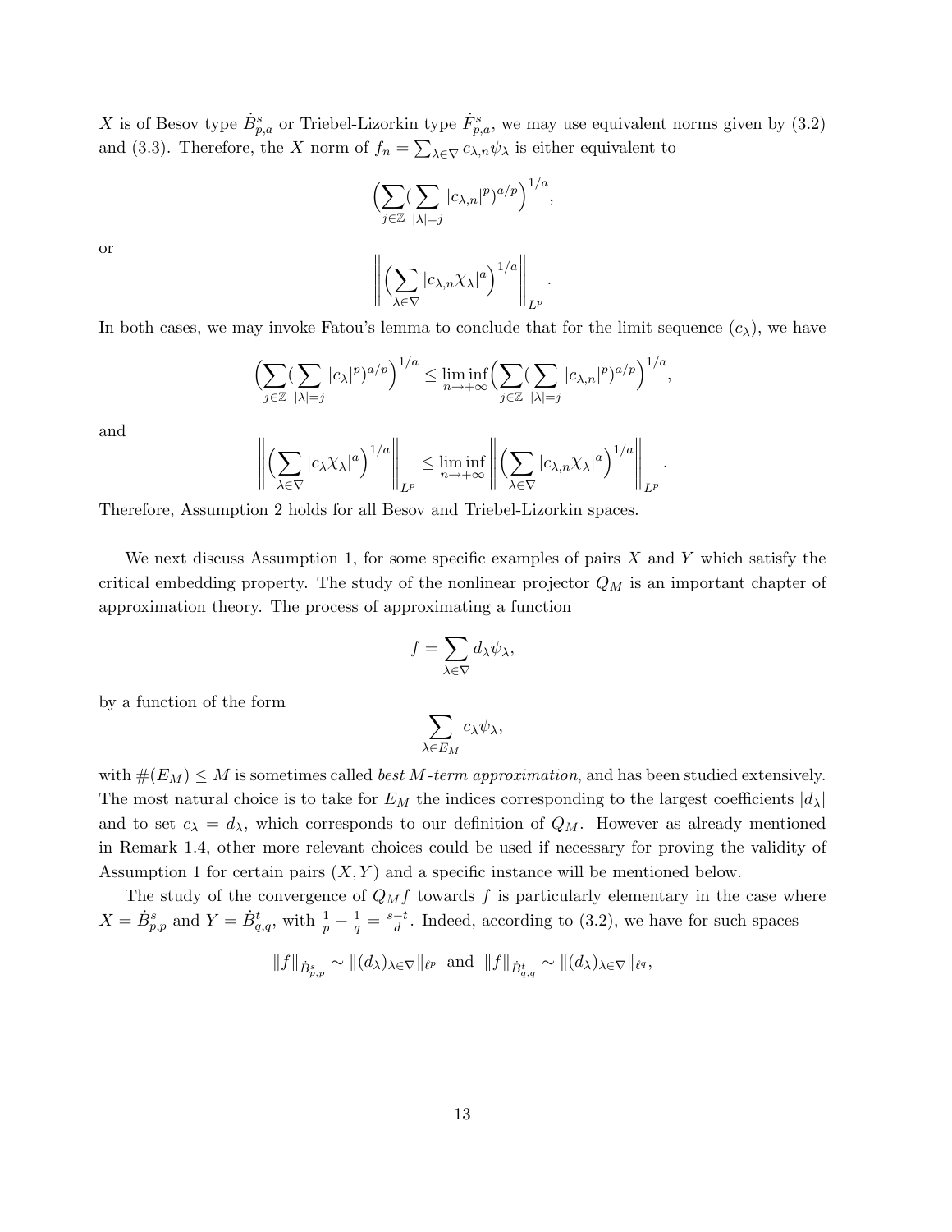$X$ is of Besov type $\dot{B}^s_{p,a}$ or Triebel-Lizorkin type $\dot{F}^s_{p,a}$, we may use equivalent norms given by (3.2) and (3.3). Therefore, the $X$ norm of $f_n = \sum_{\lambda\in\nabla} c_{\lambda,n}\psi_\lambda$ is either equivalent to

$$\Big(\sum_{j\in\mathbb{Z}}(\sum_{|\lambda|=j}|c_{\lambda,n}|^p)^{a/p}\Big)^{1/a},$$

or

$$\Big\|\Big(\sum_{\lambda\in\nabla}|c_{\lambda,n}\chi_\lambda|^a\Big)^{1/a}\Big\|_{L^p}.$$

In both cases, we may invoke Fatou's lemma to conclude that for the limit sequence $(c_\lambda)$, we have

$$\Big(\sum_{j\in\mathbb{Z}}(\sum_{|\lambda|=j}|c_\lambda|^p)^{a/p}\Big)^{1/a} \leq \liminf_{n\to+\infty}\Big(\sum_{j\in\mathbb{Z}}(\sum_{|\lambda|=j}|c_{\lambda,n}|^p)^{a/p}\Big)^{1/a},$$

and

$$\Big\|\Big(\sum_{\lambda\in\nabla}|c_\lambda\chi_\lambda|^a\Big)^{1/a}\Big\|_{L^p} \leq \liminf_{n\to+\infty}\Big\|\Big(\sum_{\lambda\in\nabla}|c_{\lambda,n}\chi_\lambda|^a\Big)^{1/a}\Big\|_{L^p}.$$

Therefore, Assumption 2 holds for all Besov and Triebel-Lizorkin spaces.

We next discuss Assumption 1, for some specific examples of pairs $X$ and $Y$ which satisfy the critical embedding property. The study of the nonlinear projector $Q_M$ is an important chapter of approximation theory. The process of approximating a function

$$f = \sum_{\lambda\in\nabla} d_\lambda\psi_\lambda,$$

by a function of the form

$$\sum_{\lambda\in E_M} c_\lambda\psi_\lambda,$$

with $\#(E_M)\leq M$ is sometimes called *best $M$-term approximation*, and has been studied extensively. The most natural choice is to take for $E_M$ the indices corresponding to the largest coefficients $|d_\lambda|$ and to set $c_\lambda = d_\lambda$, which corresponds to our definition of $Q_M$. However as already mentioned in Remark 1.4, other more relevant choices could be used if necessary for proving the validity of Assumption 1 for certain pairs $(X,Y)$ and a specific instance will be mentioned below.

The study of the convergence of $Q_M f$ towards $f$ is particularly elementary in the case where $X = \dot{B}^s_{p,p}$ and $Y = \dot{B}^t_{q,q}$, with $\frac{1}{p}-\frac{1}{q}=\frac{s-t}{d}$. Indeed, according to (3.2), we have for such spaces

$$\|f\|_{\dot{B}^s_{p,p}} \sim \|(d_\lambda)_{\lambda\in\nabla}\|_{\ell^p} \ \text{ and } \ \|f\|_{\dot{B}^t_{q,q}} \sim \|(d_\lambda)_{\lambda\in\nabla}\|_{\ell^q},$$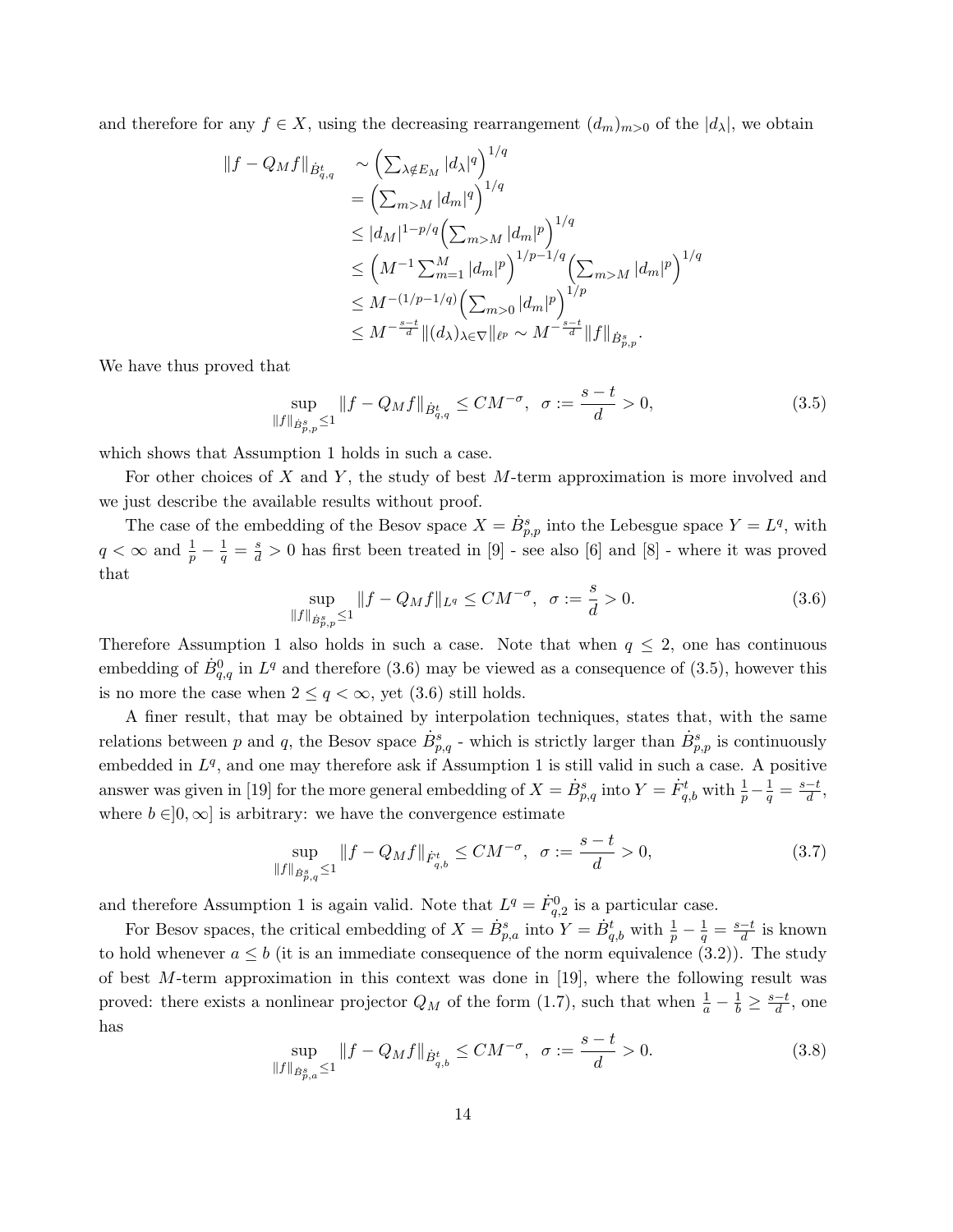and therefore for any $f \in X$, using the decreasing rearrangement $(d_m)_{m>0}$ of the $|d_\lambda|$, we obtain

$$
\begin{aligned}
\|f - Q_M f\|_{\dot B^t_{q,q}} &\sim \Big(\sum_{\lambda \notin E_M} |d_\lambda|^q\Big)^{1/q} \\
&= \Big(\sum_{m>M} |d_m|^q\Big)^{1/q} \\
&\le |d_M|^{1-p/q}\Big(\sum_{m>M} |d_m|^p\Big)^{1/q} \\
&\le \Big(M^{-1}\sum_{m=1}^M |d_m|^p\Big)^{1/p-1/q}\Big(\sum_{m>M} |d_m|^p\Big)^{1/q} \\
&\le M^{-(1/p-1/q)}\Big(\sum_{m>0} |d_m|^p\Big)^{1/p} \\
&\le M^{-\frac{s-t}{d}}\|(d_\lambda)_{\lambda\in\nabla}\|_{\ell^p} \sim M^{-\frac{s-t}{d}}\|f\|_{\dot B^s_{p,p}}.
\end{aligned}
$$

We have thus proved that

$$
\sup_{\|f\|_{\dot B^s_{p,p}}\le 1} \|f - Q_M f\|_{\dot B^t_{q,q}} \le C M^{-\sigma}, \quad \sigma := \frac{s-t}{d} > 0, \tag{3.5}
$$

which shows that Assumption 1 holds in such a case.

For other choices of $X$ and $Y$, the study of best $M$-term approximation is more involved and we just describe the available results without proof.

The case of the embedding of the Besov space $X = \dot B^s_{p,p}$ into the Lebesgue space $Y = L^q$, with $q < \infty$ and $\frac{1}{p} - \frac{1}{q} = \frac{s}{d} > 0$ has first been treated in [9] - see also [6] and [8] - where it was proved that

$$
\sup_{\|f\|_{\dot B^s_{p,p}}\le 1} \|f - Q_M f\|_{L^q} \le C M^{-\sigma}, \quad \sigma := \frac{s}{d} > 0. \tag{3.6}
$$

Therefore Assumption 1 also holds in such a case. Note that when $q \le 2$, one has continuous embedding of $\dot B^0_{q,q}$ in $L^q$ and therefore (3.6) may be viewed as a consequence of (3.5), however this is no more the case when $2 \le q < \infty$, yet (3.6) still holds.

A finer result, that may be obtained by interpolation techniques, states that, with the same relations between $p$ and $q$, the Besov space $\dot B^s_{p,q}$ - which is strictly larger than $\dot B^s_{p,p}$ is continuously embedded in $L^q$, and one may therefore ask if Assumption 1 is still valid in such a case. A positive answer was given in [19] for the more general embedding of $X = \dot B^s_{p,q}$ into $Y = \dot F^t_{q,b}$ with $\frac{1}{p} - \frac{1}{q} = \frac{s-t}{d}$, where $b \in ]0, \infty]$ is arbitrary: we have the convergence estimate

$$
\sup_{\|f\|_{\dot B^s_{p,q}}\le 1} \|f - Q_M f\|_{\dot F^t_{q,b}} \le C M^{-\sigma}, \quad \sigma := \frac{s-t}{d} > 0, \tag{3.7}
$$

and therefore Assumption 1 is again valid. Note that $L^q = \dot F^0_{q,2}$ is a particular case.

For Besov spaces, the critical embedding of $X = \dot B^s_{p,a}$ into $Y = \dot B^t_{q,b}$ with $\frac{1}{p} - \frac{1}{q} = \frac{s-t}{d}$ is known to hold whenever $a \le b$ (it is an immediate consequence of the norm equivalence (3.2)). The study of best $M$-term approximation in this context was done in [19], where the following result was proved: there exists a nonlinear projector $Q_M$ of the form (1.7), such that when $\frac{1}{a} - \frac{1}{b} \ge \frac{s-t}{d}$, one has

$$
\sup_{\|f\|_{\dot B^s_{p,a}}\le 1} \|f - Q_M f\|_{\dot B^t_{q,b}} \le C M^{-\sigma}, \quad \sigma := \frac{s-t}{d} > 0. \tag{3.8}
$$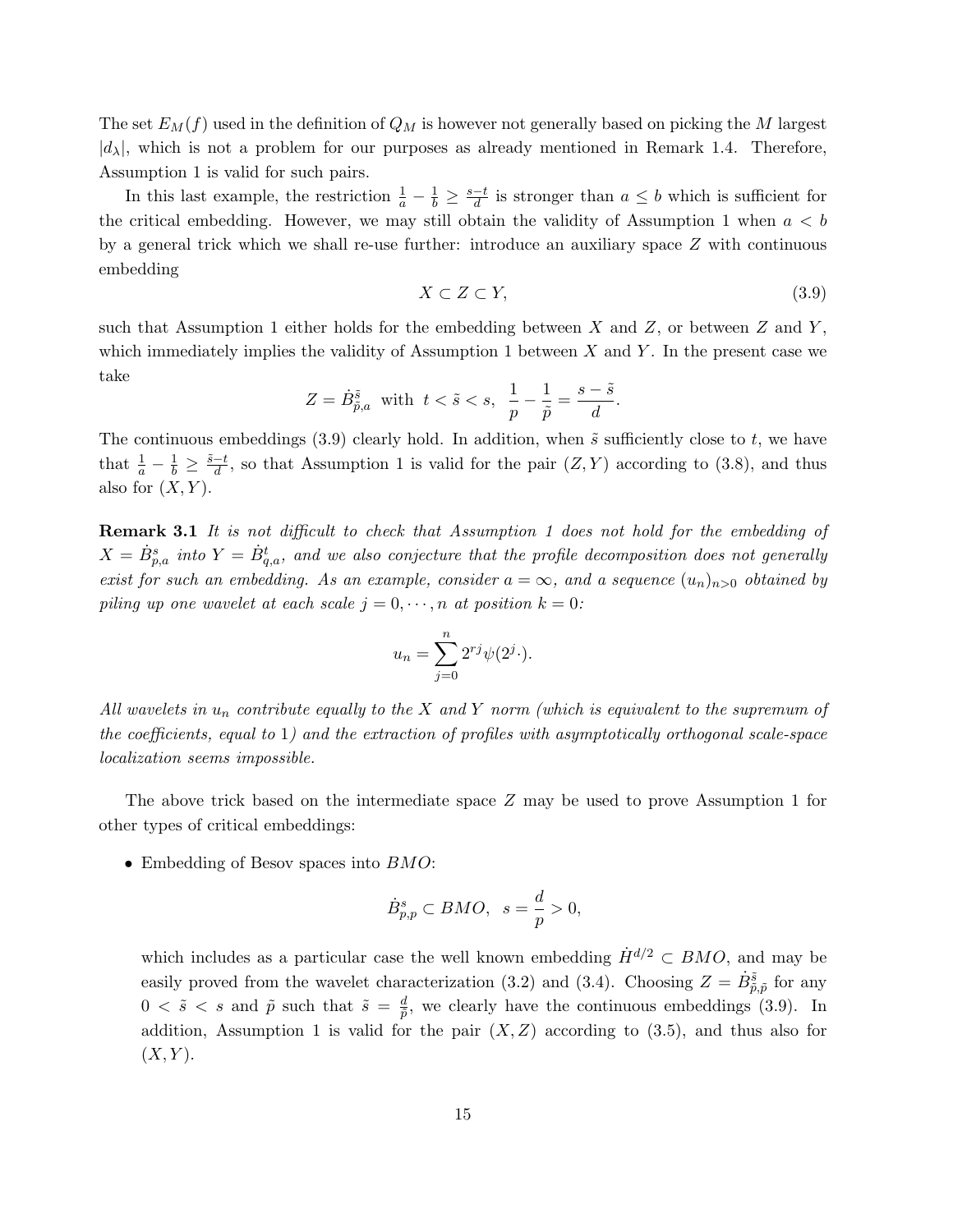The set $E_M(f)$ used in the definition of $Q_M$ is however not generally based on picking the $M$ largest $|d_\lambda|$, which is not a problem for our purposes as already mentioned in Remark 1.4. Therefore, Assumption 1 is valid for such pairs.

In this last example, the restriction $\frac{1}{a} - \frac{1}{b} \geq \frac{s-t}{d}$ is stronger than $a \leq b$ which is sufficient for the critical embedding. However, we may still obtain the validity of Assumption 1 when $a < b$ by a general trick which we shall re-use further: introduce an auxiliary space $Z$ with continuous embedding

$$X \subset Z \subset Y, \tag{3.9}$$

such that Assumption 1 either holds for the embedding between $X$ and $Z$, or between $Z$ and $Y$, which immediately implies the validity of Assumption 1 between $X$ and $Y$. In the present case we take

$$Z = \dot{B}^{\tilde{s}}_{\tilde{p},a} \text{ with } t < \tilde{s} < s, \ \ \frac{1}{p} - \frac{1}{\tilde{p}} = \frac{s - \tilde{s}}{d}.$$

The continuous embeddings (3.9) clearly hold. In addition, when $\tilde{s}$ sufficiently close to $t$, we have that $\frac{1}{a} - \frac{1}{b} \geq \frac{\tilde{s}-t}{d}$, so that Assumption 1 is valid for the pair $(Z, Y)$ according to (3.8), and thus also for $(X, Y)$.

**Remark 3.1** *It is not difficult to check that Assumption 1 does not hold for the embedding of $X = \dot{B}^s_{p,a}$ into $Y = \dot{B}^t_{q,a}$, and we also conjecture that the profile decomposition does not generally exist for such an embedding. As an example, consider $a = \infty$, and a sequence $(u_n)_{n>0}$ obtained by piling up one wavelet at each scale $j = 0, \cdots, n$ at position $k = 0$:*

$$u_n = \sum_{j=0}^{n} 2^{rj} \psi(2^j \cdot).$$

*All wavelets in $u_n$ contribute equally to the $X$ and $Y$ norm (which is equivalent to the supremum of the coefficients, equal to 1) and the extraction of profiles with asymptotically orthogonal scale-space localization seems impossible.*

The above trick based on the intermediate space $Z$ may be used to prove Assumption 1 for other types of critical embeddings:

- Embedding of Besov spaces into $BMO$:

  $$\dot{B}^s_{p,p} \subset BMO, \ \ s = \frac{d}{p} > 0,$$

  which includes as a particular case the well known embedding $\dot{H}^{d/2} \subset BMO$, and may be easily proved from the wavelet characterization (3.2) and (3.4). Choosing $Z = \dot{B}^{\tilde{s}}_{\tilde{p},\tilde{p}}$ for any $0 < \tilde{s} < s$ and $\tilde{p}$ such that $\tilde{s} = \frac{d}{\tilde{p}}$, we clearly have the continuous embeddings (3.9). In addition, Assumption 1 is valid for the pair $(X, Z)$ according to (3.5), and thus also for $(X, Y)$.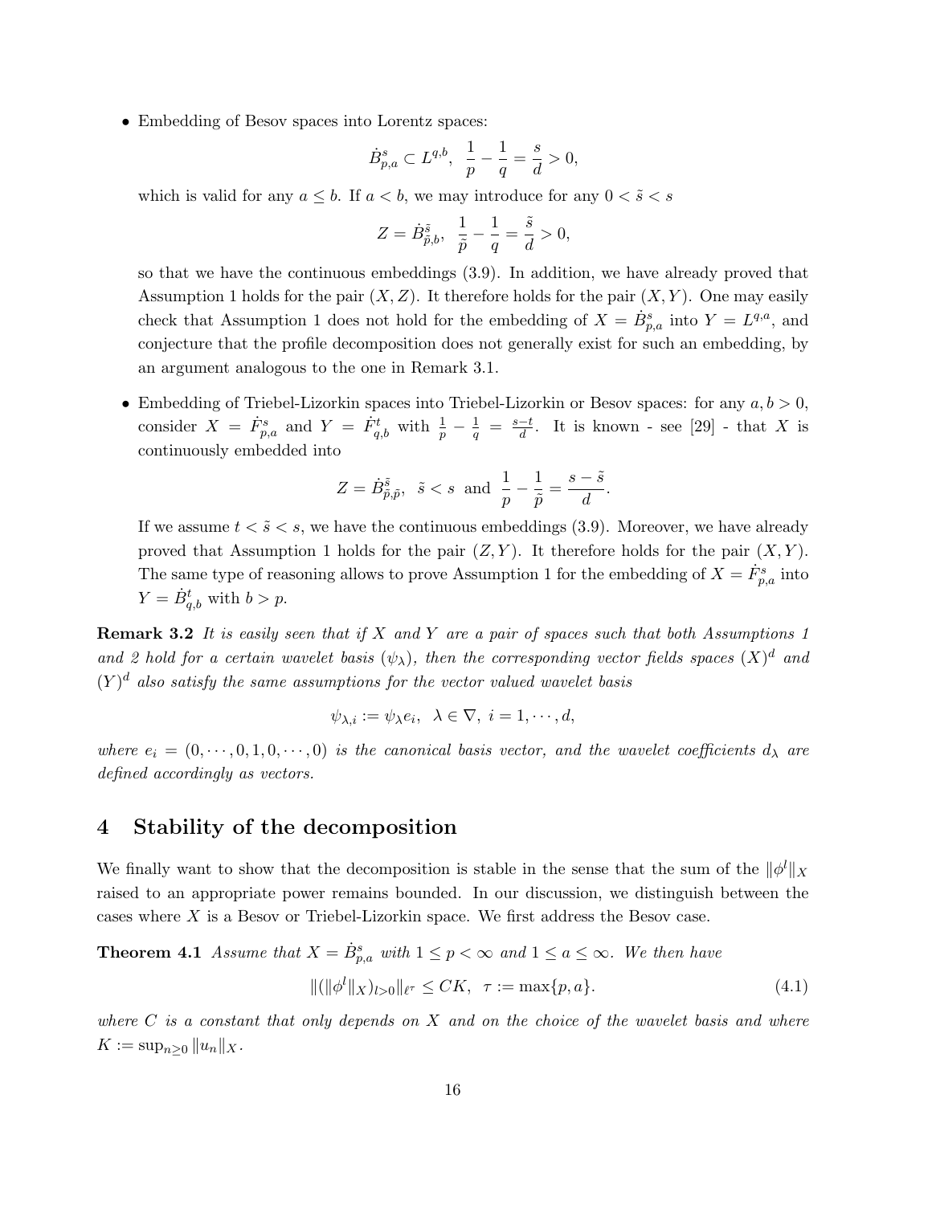- Embedding of Besov spaces into Lorentz spaces:

$$\dot{B}^s_{p,a} \subset L^{q,b}, \;\; \frac{1}{p} - \frac{1}{q} = \frac{s}{d} > 0,$$

  which is valid for any $a \leq b$. If $a < b$, we may introduce for any $0 < \tilde{s} < s$

$$Z = \dot{B}^{\tilde{s}}_{\tilde{p},b}, \;\; \frac{1}{\tilde{p}} - \frac{1}{q} = \frac{\tilde{s}}{d} > 0,$$

  so that we have the continuous embeddings (3.9). In addition, we have already proved that Assumption 1 holds for the pair $(X, Z)$. It therefore holds for the pair $(X, Y)$. One may easily check that Assumption 1 does not hold for the embedding of $X = \dot{B}^s_{p,a}$ into $Y = L^{q,a}$, and conjecture that the profile decomposition does not generally exist for such an embedding, by an argument analogous to the one in Remark 3.1.

- Embedding of Triebel-Lizorkin spaces into Triebel-Lizorkin or Besov spaces: for any $a, b > 0$, consider $X = \dot{F}^s_{p,a}$ and $Y = \dot{F}^t_{q,b}$ with $\frac{1}{p} - \frac{1}{q} = \frac{s-t}{d}$. It is known - see [29] - that $X$ is continuously embedded into

$$Z = \dot{B}^{\tilde{s}}_{\tilde{p},\tilde{p}}, \;\; \tilde{s} < s \;\text{ and }\; \frac{1}{p} - \frac{1}{\tilde{p}} = \frac{s - \tilde{s}}{d}.$$

  If we assume $t < \tilde{s} < s$, we have the continuous embeddings (3.9). Moreover, we have already proved that Assumption 1 holds for the pair $(Z, Y)$. It therefore holds for the pair $(X, Y)$. The same type of reasoning allows to prove Assumption 1 for the embedding of $X = \dot{F}^s_{p,a}$ into $Y = \dot{B}^t_{q,b}$ with $b > p$.

**Remark 3.2** *It is easily seen that if $X$ and $Y$ are a pair of spaces such that both Assumptions 1 and 2 hold for a certain wavelet basis $(\psi_\lambda)$, then the corresponding vector fields spaces $(X)^d$ and $(Y)^d$ also satisfy the same assumptions for the vector valued wavelet basis*

$$\psi_{\lambda,i} := \psi_\lambda e_i, \;\; \lambda \in \nabla, \; i = 1, \cdots, d,$$

*where $e_i = (0, \cdots, 0, 1, 0, \cdots, 0)$ is the canonical basis vector, and the wavelet coefficients $d_\lambda$ are defined accordingly as vectors.*

## 4 Stability of the decomposition

We finally want to show that the decomposition is stable in the sense that the sum of the $\|\phi^l\|_X$ raised to an appropriate power remains bounded. In our discussion, we distinguish between the cases where $X$ is a Besov or Triebel-Lizorkin space. We first address the Besov case.

**Theorem 4.1** *Assume that $X = \dot{B}^s_{p,a}$ with $1 \leq p < \infty$ and $1 \leq a \leq \infty$. We then have*

$$\|(\|\phi^l\|_X)_{l>0}\|_{\ell^\tau} \leq CK, \;\; \tau := \max\{p, a\}. \tag{4.1}$$

*where $C$ is a constant that only depends on $X$ and on the choice of the wavelet basis and where $K := \sup_{n \geq 0} \|u_n\|_X$.*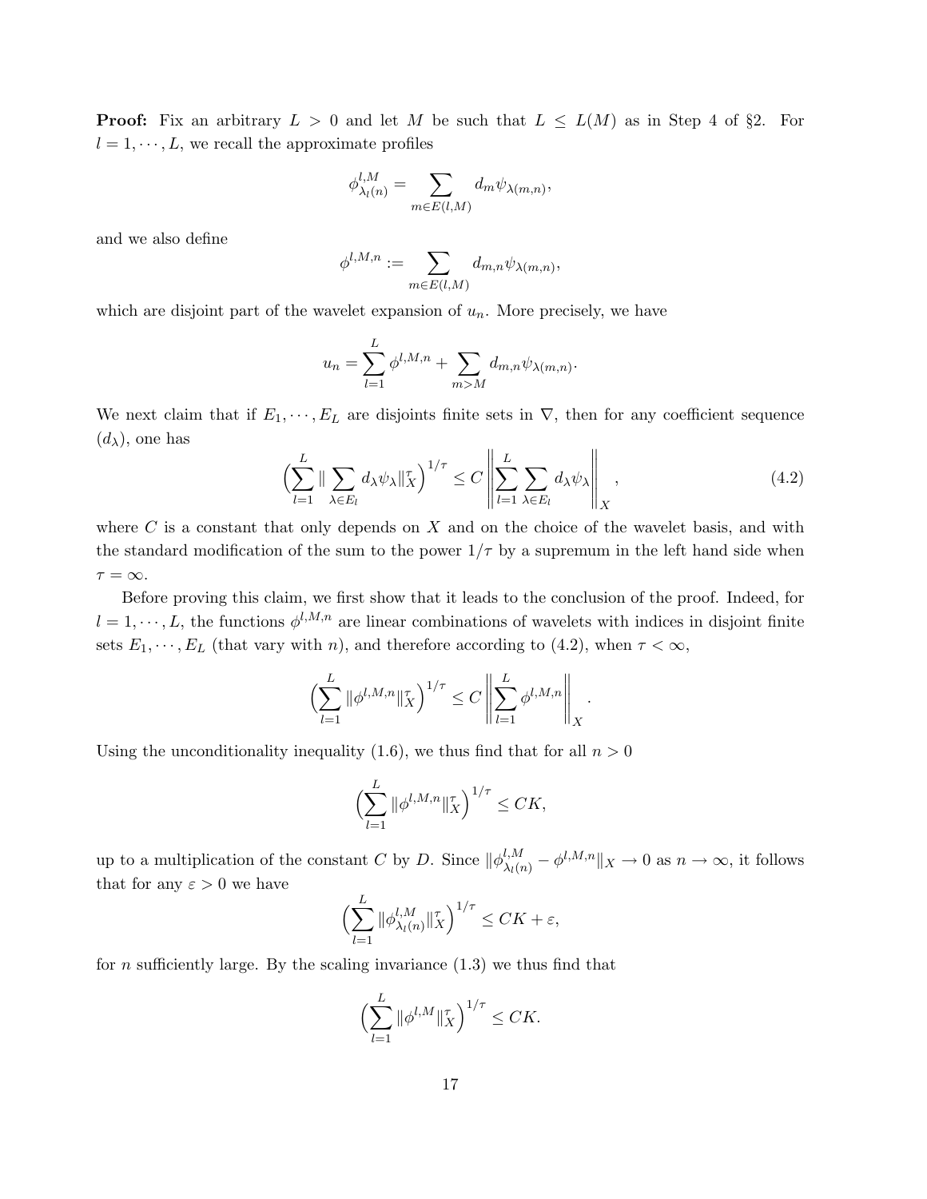**Proof:** Fix an arbitrary $L > 0$ and let $M$ be such that $L \leq L(M)$ as in Step 4 of §2. For $l = 1, \cdots, L$, we recall the approximate profiles

$$\phi^{l,M}_{\lambda_l(n)} = \sum_{m \in E(l,M)} d_m \psi_{\lambda(m,n)},$$

and we also define

$$\phi^{l,M,n} := \sum_{m \in E(l,M)} d_{m,n} \psi_{\lambda(m,n)},$$

which are disjoint part of the wavelet expansion of $u_n$. More precisely, we have

$$u_n = \sum_{l=1}^{L} \phi^{l,M,n} + \sum_{m > M} d_{m,n} \psi_{\lambda(m,n)}.$$

We next claim that if $E_1, \cdots, E_L$ are disjoints finite sets in $\nabla$, then for any coefficient sequence $(d_\lambda)$, one has

$$\Big(\sum_{l=1}^{L} \| \sum_{\lambda \in E_l} d_\lambda \psi_\lambda \|_X^\tau \Big)^{1/\tau} \leq C \left\| \sum_{l=1}^{L} \sum_{\lambda \in E_l} d_\lambda \psi_\lambda \right\|_X, \tag{4.2}$$

where $C$ is a constant that only depends on $X$ and on the choice of the wavelet basis, and with the standard modification of the sum to the power $1/\tau$ by a supremum in the left hand side when $\tau = \infty$.

Before proving this claim, we first show that it leads to the conclusion of the proof. Indeed, for $l = 1, \cdots, L$, the functions $\phi^{l,M,n}$ are linear combinations of wavelets with indices in disjoint finite sets $E_1, \cdots, E_L$ (that vary with $n$), and therefore according to (4.2), when $\tau < \infty$,

$$\Big(\sum_{l=1}^{L} \|\phi^{l,M,n}\|_X^\tau \Big)^{1/\tau} \leq C \left\| \sum_{l=1}^{L} \phi^{l,M,n} \right\|_X.$$

Using the unconditionality inequality (1.6), we thus find that for all $n > 0$

$$\Big(\sum_{l=1}^{L} \|\phi^{l,M,n}\|_X^\tau \Big)^{1/\tau} \leq CK,$$

up to a multiplication of the constant $C$ by $D$. Since $\|\phi^{l,M}_{\lambda_l(n)} - \phi^{l,M,n}\|_X \to 0$ as $n \to \infty$, it follows that for any $\varepsilon > 0$ we have

$$\Big(\sum_{l=1}^{L} \|\phi^{l,M}_{\lambda_l(n)}\|_X^\tau \Big)^{1/\tau} \leq CK + \varepsilon,$$

for $n$ sufficiently large. By the scaling invariance (1.3) we thus find that

$$\Big(\sum_{l=1}^{L} \|\phi^{l,M}\|_X^\tau \Big)^{1/\tau} \leq CK.$$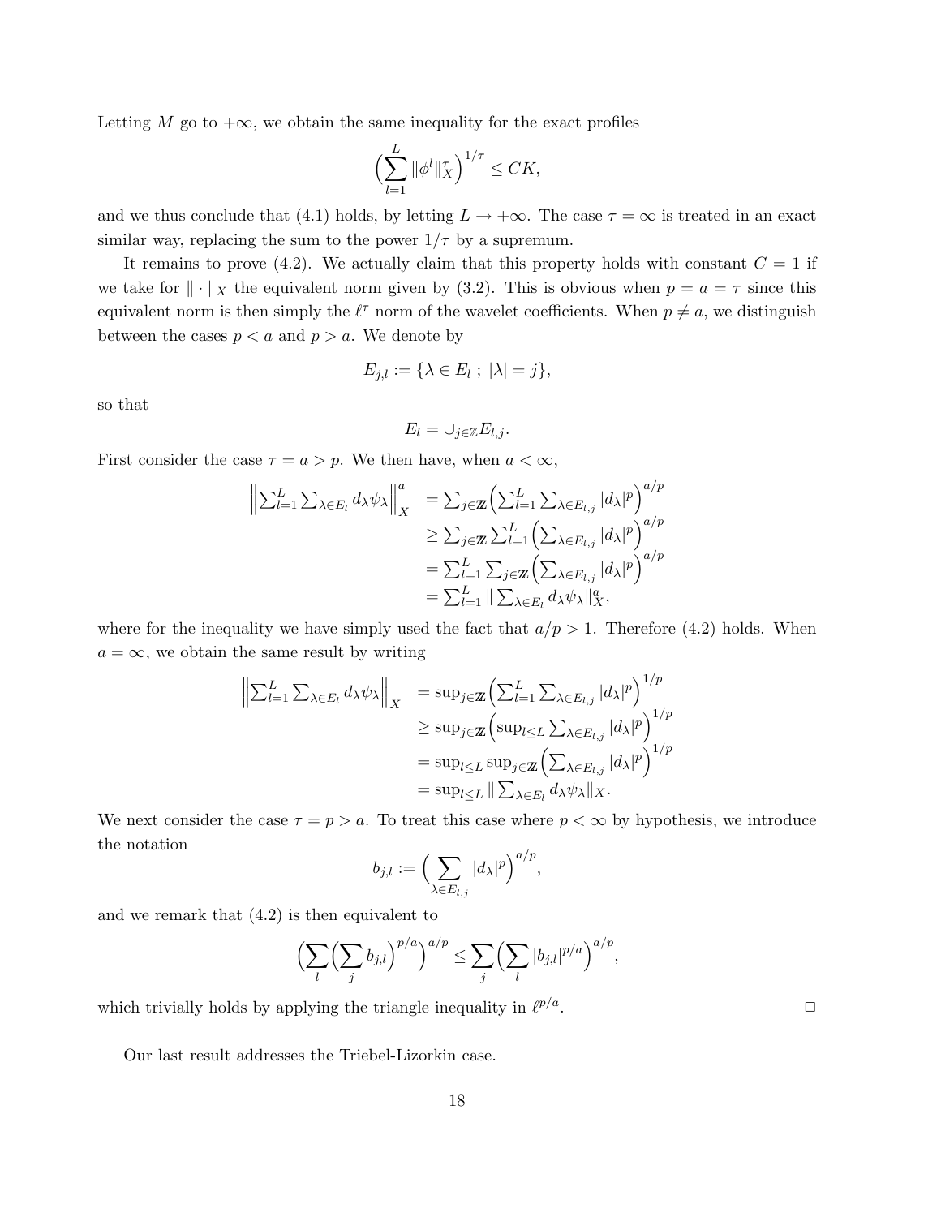Letting $M$ go to $+\infty$, we obtain the same inequality for the exact profiles

$$\Big(\sum_{l=1}^{L} \|\phi^l\|_X^\tau\Big)^{1/\tau} \leq CK,$$

and we thus conclude that (4.1) holds, by letting $L \to +\infty$. The case $\tau = \infty$ is treated in an exact similar way, replacing the sum to the power $1/\tau$ by a supremum.

It remains to prove (4.2). We actually claim that this property holds with constant $C = 1$ if we take for $\|\cdot\|_X$ the equivalent norm given by (3.2). This is obvious when $p = a = \tau$ since this equivalent norm is then simply the $\ell^\tau$ norm of the wavelet coefficients. When $p \neq a$, we distinguish between the cases $p < a$ and $p > a$. We denote by

$$E_{j,l} := \{\lambda \in E_l \ ; \ |\lambda| = j\},$$

so that

$$E_l = \cup_{j\in\mathbb{Z}} E_{l,j}.$$

First consider the case $\tau = a > p$. We then have, when $a < \infty$,

$$\begin{aligned}
\Big\|\sum_{l=1}^L \sum_{\lambda\in E_l} d_\lambda \psi_\lambda\Big\|_X^a &= \sum_{j\in\mathbb{Z}} \Big(\sum_{l=1}^L \sum_{\lambda\in E_{l,j}} |d_\lambda|^p\Big)^{a/p} \\
&\geq \sum_{j\in\mathbb{Z}} \sum_{l=1}^L \Big(\sum_{\lambda\in E_{l,j}} |d_\lambda|^p\Big)^{a/p} \\
&= \sum_{l=1}^L \sum_{j\in\mathbb{Z}} \Big(\sum_{\lambda\in E_{l,j}} |d_\lambda|^p\Big)^{a/p} \\
&= \sum_{l=1}^L \|\sum_{\lambda\in E_l} d_\lambda \psi_\lambda\|_X^a,
\end{aligned}$$

where for the inequality we have simply used the fact that $a/p > 1$. Therefore (4.2) holds. When $a = \infty$, we obtain the same result by writing

$$\begin{aligned}
\Big\|\sum_{l=1}^L \sum_{\lambda\in E_l} d_\lambda \psi_\lambda\Big\|_X &= \sup_{j\in\mathbb{Z}} \Big(\sum_{l=1}^L \sum_{\lambda\in E_{l,j}} |d_\lambda|^p\Big)^{1/p} \\
&\geq \sup_{j\in\mathbb{Z}} \Big(\sup_{l\leq L} \sum_{\lambda\in E_{l,j}} |d_\lambda|^p\Big)^{1/p} \\
&= \sup_{l\leq L} \sup_{j\in\mathbb{Z}} \Big(\sum_{\lambda\in E_{l,j}} |d_\lambda|^p\Big)^{1/p} \\
&= \sup_{l\leq L} \|\sum_{\lambda\in E_l} d_\lambda \psi_\lambda\|_X.
\end{aligned}$$

We next consider the case $\tau = p > a$. To treat this case where $p < \infty$ by hypothesis, we introduce the notation

$$b_{j,l} := \Big(\sum_{\lambda\in E_{l,j}} |d_\lambda|^p\Big)^{a/p},$$

and we remark that (4.2) is then equivalent to

$$\Big(\sum_l \Big(\sum_j b_{j,l}\Big)^{p/a}\Big)^{a/p} \leq \sum_j \Big(\sum_l |b_{j,l}|^{p/a}\Big)^{a/p},$$

which trivially holds by applying the triangle inequality in $\ell^{p/a}$. $\square$

Our last result addresses the Triebel-Lizorkin case.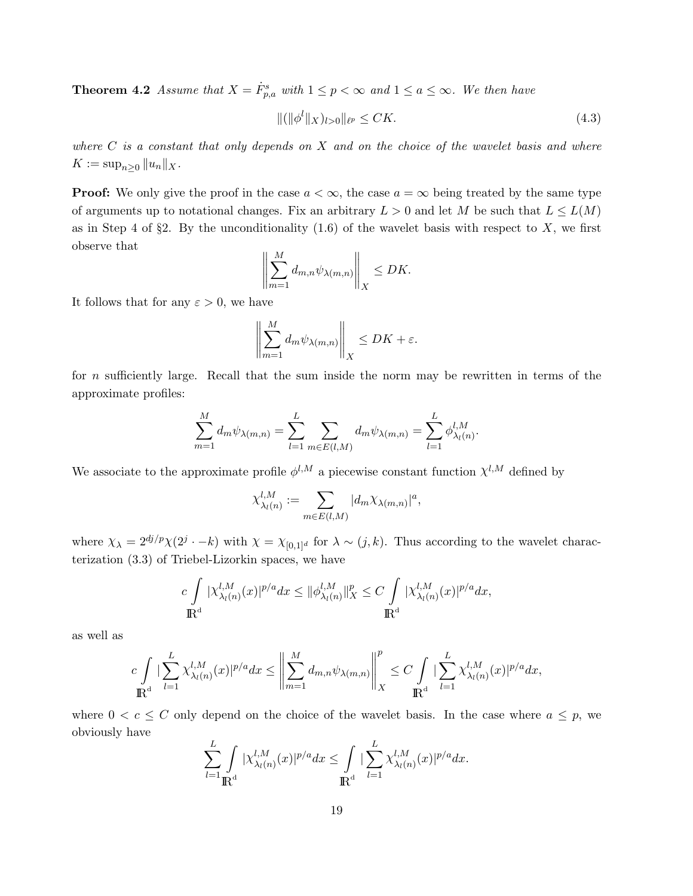**Theorem 4.2** *Assume that $X = \dot{F}^s_{p,a}$ with $1 \leq p < \infty$ and $1 \leq a \leq \infty$. We then have*

$$\|(\|\phi^l\|_X)_{l>0}\|_{\ell^p} \leq CK. \tag{4.3}$$

*where $C$ is a constant that only depends on $X$ and on the choice of the wavelet basis and where $K := \sup_{n\geq 0} \|u_n\|_X$.*

**Proof:** We only give the proof in the case $a < \infty$, the case $a = \infty$ being treated by the same type of arguments up to notational changes. Fix an arbitrary $L > 0$ and let $M$ be such that $L \leq L(M)$ as in Step 4 of §2. By the unconditionality (1.6) of the wavelet basis with respect to $X$, we first observe that

$$\left\| \sum_{m=1}^{M} d_{m,n} \psi_{\lambda(m,n)} \right\|_X \leq DK.$$

It follows that for any $\varepsilon > 0$, we have

$$\left\| \sum_{m=1}^{M} d_m \psi_{\lambda(m,n)} \right\|_X \leq DK + \varepsilon.$$

for $n$ sufficiently large. Recall that the sum inside the norm may be rewritten in terms of the approximate profiles:

$$\sum_{m=1}^{M} d_m \psi_{\lambda(m,n)} = \sum_{l=1}^{L} \sum_{m \in E(l,M)} d_m \psi_{\lambda(m,n)} = \sum_{l=1}^{L} \phi^{l,M}_{\lambda_l(n)}.$$

We associate to the approximate profile $\phi^{l,M}$ a piecewise constant function $\chi^{l,M}$ defined by

$$\chi^{l,M}_{\lambda_l(n)} := \sum_{m \in E(l,M)} |d_m \chi_{\lambda(m,n)}|^a,$$

where $\chi_\lambda = 2^{dj/p} \chi(2^j \cdot -k)$ with $\chi = \chi_{[0,1]^d}$ for $\lambda \sim (j,k)$. Thus according to the wavelet characterization (3.3) of Triebel-Lizorkin spaces, we have

$$c \int_{\mathbb{R}^d} |\chi^{l,M}_{\lambda_l(n)}(x)|^{p/a} dx \leq \|\phi^{l,M}_{\lambda_l(n)}\|^p_X \leq C \int_{\mathbb{R}^d} |\chi^{l,M}_{\lambda_l(n)}(x)|^{p/a} dx,$$

as well as

$$c \int_{\mathbb{R}^d} |\sum_{l=1}^{L} \chi^{l,M}_{\lambda_l(n)}(x)|^{p/a} dx \leq \left\| \sum_{m=1}^{M} d_{m,n} \psi_{\lambda(m,n)} \right\|^p_X \leq C \int_{\mathbb{R}^d} |\sum_{l=1}^{L} \chi^{l,M}_{\lambda_l(n)}(x)|^{p/a} dx,$$

where $0 < c \leq C$ only depend on the choice of the wavelet basis. In the case where $a \leq p$, we obviously have

$$\sum_{l=1}^{L} \int_{\mathbb{R}^d} |\chi^{l,M}_{\lambda_l(n)}(x)|^{p/a} dx \leq \int_{\mathbb{R}^d} |\sum_{l=1}^{L} \chi^{l,M}_{\lambda_l(n)}(x)|^{p/a} dx.$$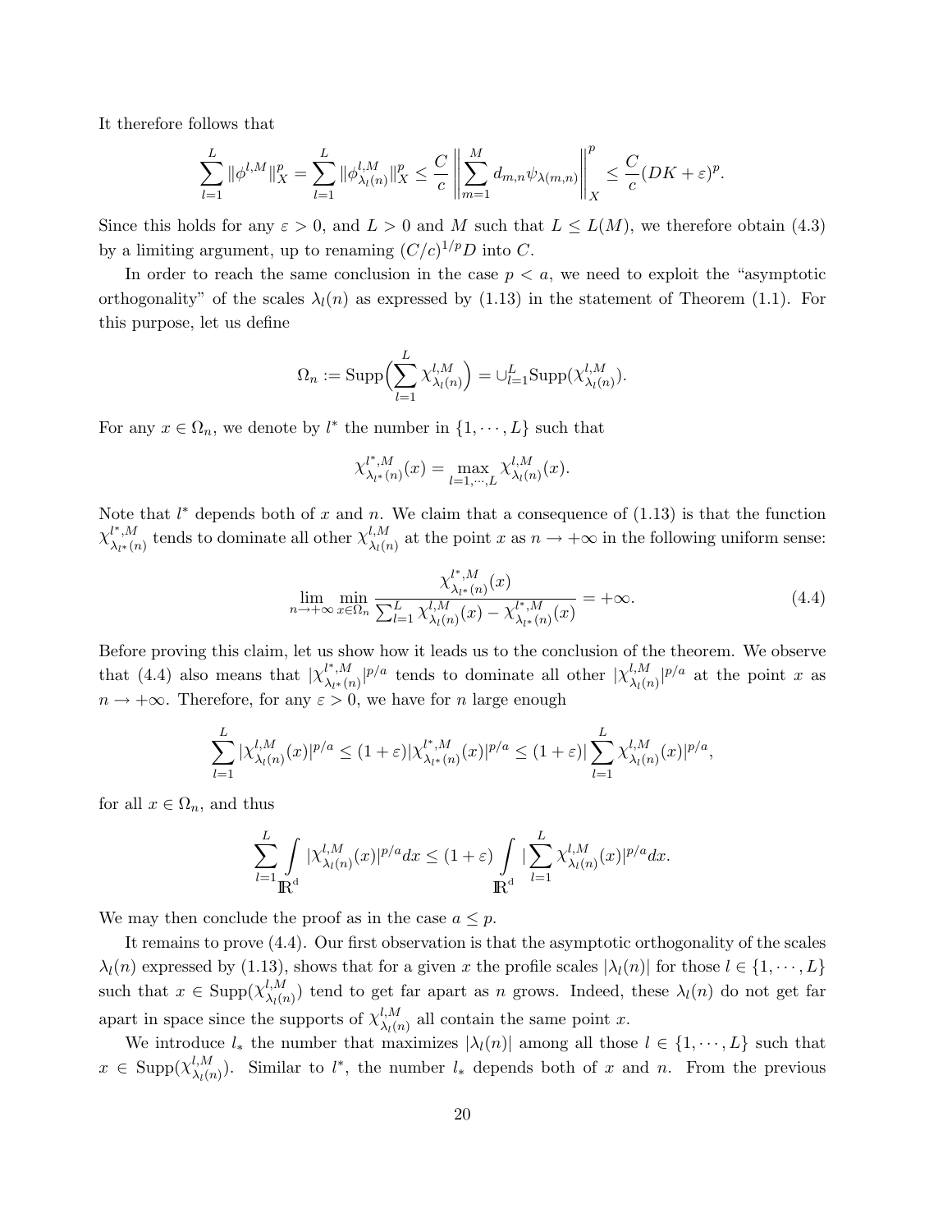It therefore follows that

$$\sum_{l=1}^{L} \|\phi^{l,M}\|_X^p = \sum_{l=1}^{L} \|\phi^{l,M}_{\lambda_l(n)}\|_X^p \leq \frac{C}{c} \left\| \sum_{m=1}^{M} d_{m,n} \psi_{\lambda(m,n)} \right\|_X^p \leq \frac{C}{c}(DK+\varepsilon)^p.$$

Since this holds for any $\varepsilon > 0$, and $L > 0$ and $M$ such that $L \leq L(M)$, we therefore obtain (4.3) by a limiting argument, up to renaming $(C/c)^{1/p}D$ into $C$.

In order to reach the same conclusion in the case $p < a$, we need to exploit the "asymptotic orthogonality" of the scales $\lambda_l(n)$ as expressed by (1.13) in the statement of Theorem (1.1). For this purpose, let us define

$$\Omega_n := \mathrm{Supp}\Big(\sum_{l=1}^{L} \chi^{l,M}_{\lambda_l(n)}\Big) = \cup_{l=1}^{L} \mathrm{Supp}(\chi^{l,M}_{\lambda_l(n)}).$$

For any $x \in \Omega_n$, we denote by $l^*$ the number in $\{1, \cdots, L\}$ such that

$$\chi^{l^*,M}_{\lambda_{l^*}(n)}(x) = \max_{l=1,\cdots,L} \chi^{l,M}_{\lambda_l(n)}(x).$$

Note that $l^*$ depends both of $x$ and $n$. We claim that a consequence of (1.13) is that the function $\chi^{l^*,M}_{\lambda_{l^*}(n)}$ tends to dominate all other $\chi^{l,M}_{\lambda_l(n)}$ at the point $x$ as $n \to +\infty$ in the following uniform sense:

$$\lim_{n\to+\infty} \min_{x\in\Omega_n} \frac{\chi^{l^*,M}_{\lambda_{l^*}(n)}(x)}{\sum_{l=1}^{L} \chi^{l,M}_{\lambda_l(n)}(x) - \chi^{l^*,M}_{\lambda_{l^*}(n)}(x)} = +\infty. \tag{4.4}$$

Before proving this claim, let us show how it leads us to the conclusion of the theorem. We observe that (4.4) also means that $|\chi^{l^*,M}_{\lambda_{l^*}(n)}|^{p/a}$ tends to dominate all other $|\chi^{l,M}_{\lambda_l(n)}|^{p/a}$ at the point $x$ as $n \to +\infty$. Therefore, for any $\varepsilon > 0$, we have for $n$ large enough

$$\sum_{l=1}^{L} |\chi^{l,M}_{\lambda_l(n)}(x)|^{p/a} \leq (1+\varepsilon)|\chi^{l^*,M}_{\lambda_{l^*}(n)}(x)|^{p/a} \leq (1+\varepsilon)|\sum_{l=1}^{L} \chi^{l,M}_{\lambda_l(n)}(x)|^{p/a},$$

for all $x \in \Omega_n$, and thus

$$\sum_{l=1}^{L} \int_{\mathbb{R}^d} |\chi^{l,M}_{\lambda_l(n)}(x)|^{p/a} dx \leq (1+\varepsilon) \int_{\mathbb{R}^d} |\sum_{l=1}^{L} \chi^{l,M}_{\lambda_l(n)}(x)|^{p/a} dx.$$

We may then conclude the proof as in the case $a \leq p$.

It remains to prove (4.4). Our first observation is that the asymptotic orthogonality of the scales $\lambda_l(n)$ expressed by (1.13), shows that for a given $x$ the profile scales $|\lambda_l(n)|$ for those $l \in \{1, \cdots, L\}$ such that $x \in \mathrm{Supp}(\chi^{l,M}_{\lambda_l(n)})$ tend to get far apart as $n$ grows. Indeed, these $\lambda_l(n)$ do not get far apart in space since the supports of $\chi^{l,M}_{\lambda_l(n)}$ all contain the same point $x$.

We introduce $l_*$ the number that maximizes $|\lambda_l(n)|$ among all those $l \in \{1, \cdots, L\}$ such that $x \in \mathrm{Supp}(\chi^{l,M}_{\lambda_l(n)})$. Similar to $l^*$, the number $l_*$ depends both of $x$ and $n$. From the previous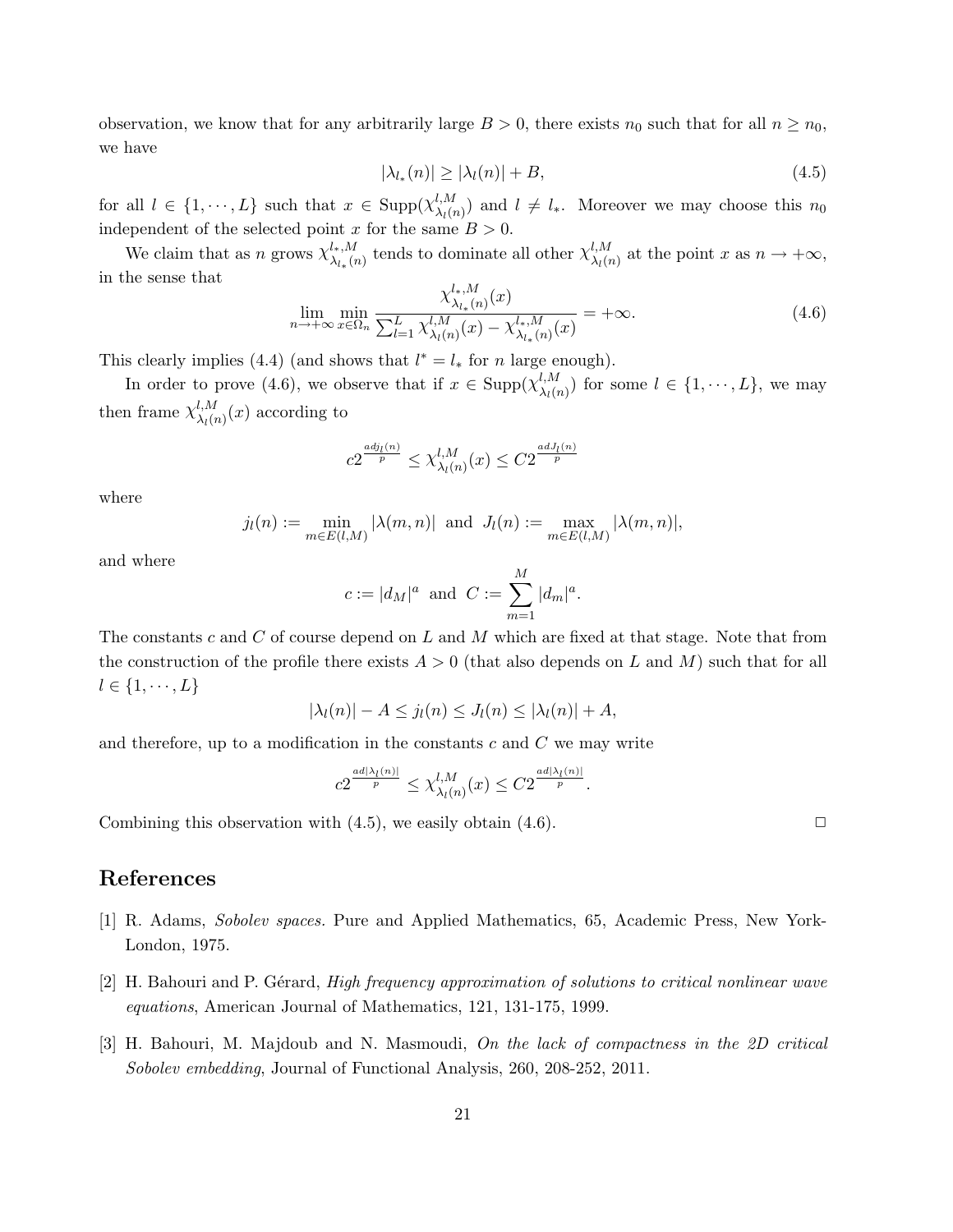observation, we know that for any arbitrarily large $B > 0$, there exists $n_0$ such that for all $n \geq n_0$, we have

$$|\lambda_{l_*}(n)| \geq |\lambda_l(n)| + B, \tag{4.5}$$

for all $l \in \{1, \cdots, L\}$ such that $x \in \mathrm{Supp}(\chi^{l,M}_{\lambda_l(n)})$ and $l \neq l_*$. Moreover we may choose this $n_0$ independent of the selected point $x$ for the same $B > 0$.

We claim that as $n$ grows $\chi^{l_*,M}_{\lambda_{l_*}(n)}$ tends to dominate all other $\chi^{l,M}_{\lambda_l(n)}$ at the point $x$ as $n \to +\infty$, in the sense that

$$\lim_{n\to+\infty} \min_{x\in\Omega_n} \frac{\chi^{l_*,M}_{\lambda_{l_*}(n)}(x)}{\sum_{l=1}^{L} \chi^{l,M}_{\lambda_l(n)}(x) - \chi^{l_*,M}_{\lambda_{l_*}(n)}(x)} = +\infty. \tag{4.6}$$

This clearly implies (4.4) (and shows that $l^* = l_*$ for $n$ large enough).

In order to prove (4.6), we observe that if $x \in \mathrm{Supp}(\chi^{l,M}_{\lambda_l(n)})$ for some $l \in \{1, \cdots, L\}$, we may then frame $\chi^{l,M}_{\lambda_l(n)}(x)$ according to

$$c2^{\frac{adj_l(n)}{p}} \leq \chi^{l,M}_{\lambda_l(n)}(x) \leq C2^{\frac{adJ_l(n)}{p}}$$

where

$$j_l(n) := \min_{m\in E(l,M)} |\lambda(m,n)| \text{ and } J_l(n) := \max_{m\in E(l,M)} |\lambda(m,n)|,$$

and where

$$c := |d_M|^a \text{ and } C := \sum_{m=1}^{M} |d_m|^a.$$

The constants $c$ and $C$ of course depend on $L$ and $M$ which are fixed at that stage. Note that from the construction of the profile there exists $A > 0$ (that also depends on $L$ and $M$) such that for all $l \in \{1, \cdots, L\}$

$$|\lambda_l(n)| - A \leq j_l(n) \leq J_l(n) \leq |\lambda_l(n)| + A,$$

and therefore, up to a modification in the constants $c$ and $C$ we may write

$$c2^{\frac{ad|\lambda_l(n)|}{p}} \leq \chi^{l,M}_{\lambda_l(n)}(x) \leq C2^{\frac{ad|\lambda_l(n)|}{p}}.$$

Combining this observation with (4.5), we easily obtain (4.6). $\square$

# References

[1] R. Adams, *Sobolev spaces.* Pure and Applied Mathematics, 65, Academic Press, New York-London, 1975.

[2] H. Bahouri and P. Gérard, *High frequency approximation of solutions to critical nonlinear wave equations*, American Journal of Mathematics, 121, 131-175, 1999.

[3] H. Bahouri, M. Majdoub and N. Masmoudi, *On the lack of compactness in the 2D critical Sobolev embedding*, Journal of Functional Analysis, 260, 208-252, 2011.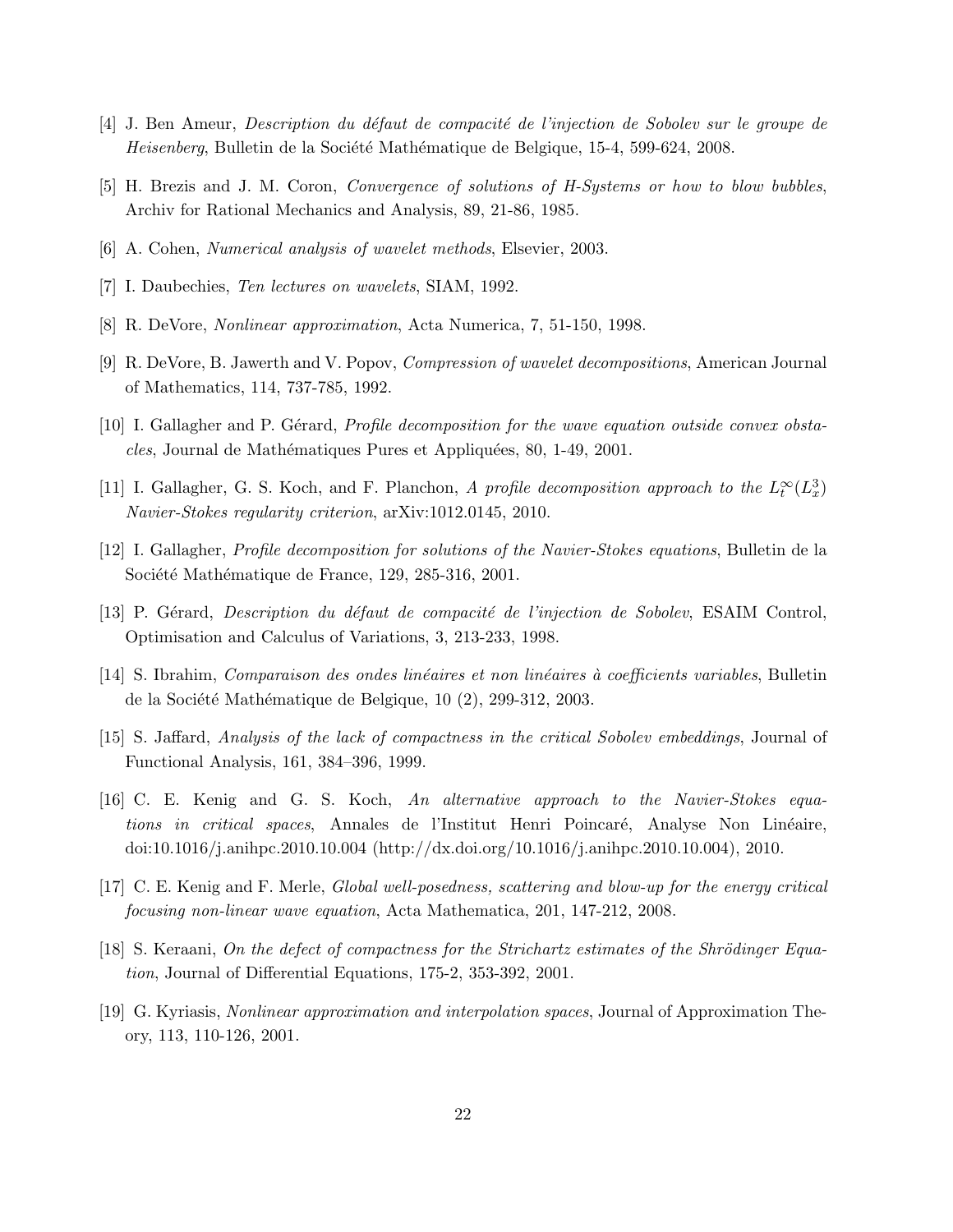[4] J. Ben Ameur, *Description du défaut de compacité de l'injection de Sobolev sur le groupe de Heisenberg*, Bulletin de la Société Mathématique de Belgique, 15-4, 599-624, 2008.

[5] H. Brezis and J. M. Coron, *Convergence of solutions of H-Systems or how to blow bubbles*, Archiv for Rational Mechanics and Analysis, 89, 21-86, 1985.

[6] A. Cohen, *Numerical analysis of wavelet methods*, Elsevier, 2003.

[7] I. Daubechies, *Ten lectures on wavelets*, SIAM, 1992.

[8] R. DeVore, *Nonlinear approximation*, Acta Numerica, 7, 51-150, 1998.

[9] R. DeVore, B. Jawerth and V. Popov, *Compression of wavelet decompositions*, American Journal of Mathematics, 114, 737-785, 1992.

[10] I. Gallagher and P. Gérard, *Profile decomposition for the wave equation outside convex obstacles*, Journal de Mathématiques Pures et Appliquées, 80, 1-49, 2001.

[11] I. Gallagher, G. S. Koch, and F. Planchon, *A profile decomposition approach to the $L^\infty_t(L^3_x)$ Navier-Stokes regularity criterion*, arXiv:1012.0145, 2010.

[12] I. Gallagher, *Profile decomposition for solutions of the Navier-Stokes equations*, Bulletin de la Société Mathématique de France, 129, 285-316, 2001.

[13] P. Gérard, *Description du défaut de compacité de l'injection de Sobolev*, ESAIM Control, Optimisation and Calculus of Variations, 3, 213-233, 1998.

[14] S. Ibrahim, *Comparaison des ondes linéaires et non linéaires à coefficients variables*, Bulletin de la Société Mathématique de Belgique, 10 (2), 299-312, 2003.

[15] S. Jaffard, *Analysis of the lack of compactness in the critical Sobolev embeddings*, Journal of Functional Analysis, 161, 384–396, 1999.

[16] C. E. Kenig and G. S. Koch, *An alternative approach to the Navier-Stokes equations in critical spaces*, Annales de l'Institut Henri Poincaré, Analyse Non Linéaire, doi:10.1016/j.anihpc.2010.10.004 (http://dx.doi.org/10.1016/j.anihpc.2010.10.004), 2010.

[17] C. E. Kenig and F. Merle, *Global well-posedness, scattering and blow-up for the energy critical focusing non-linear wave equation*, Acta Mathematica, 201, 147-212, 2008.

[18] S. Keraani, *On the defect of compactness for the Strichartz estimates of the Shrödinger Equation*, Journal of Differential Equations, 175-2, 353-392, 2001.

[19] G. Kyriasis, *Nonlinear approximation and interpolation spaces*, Journal of Approximation Theory, 113, 110-126, 2001.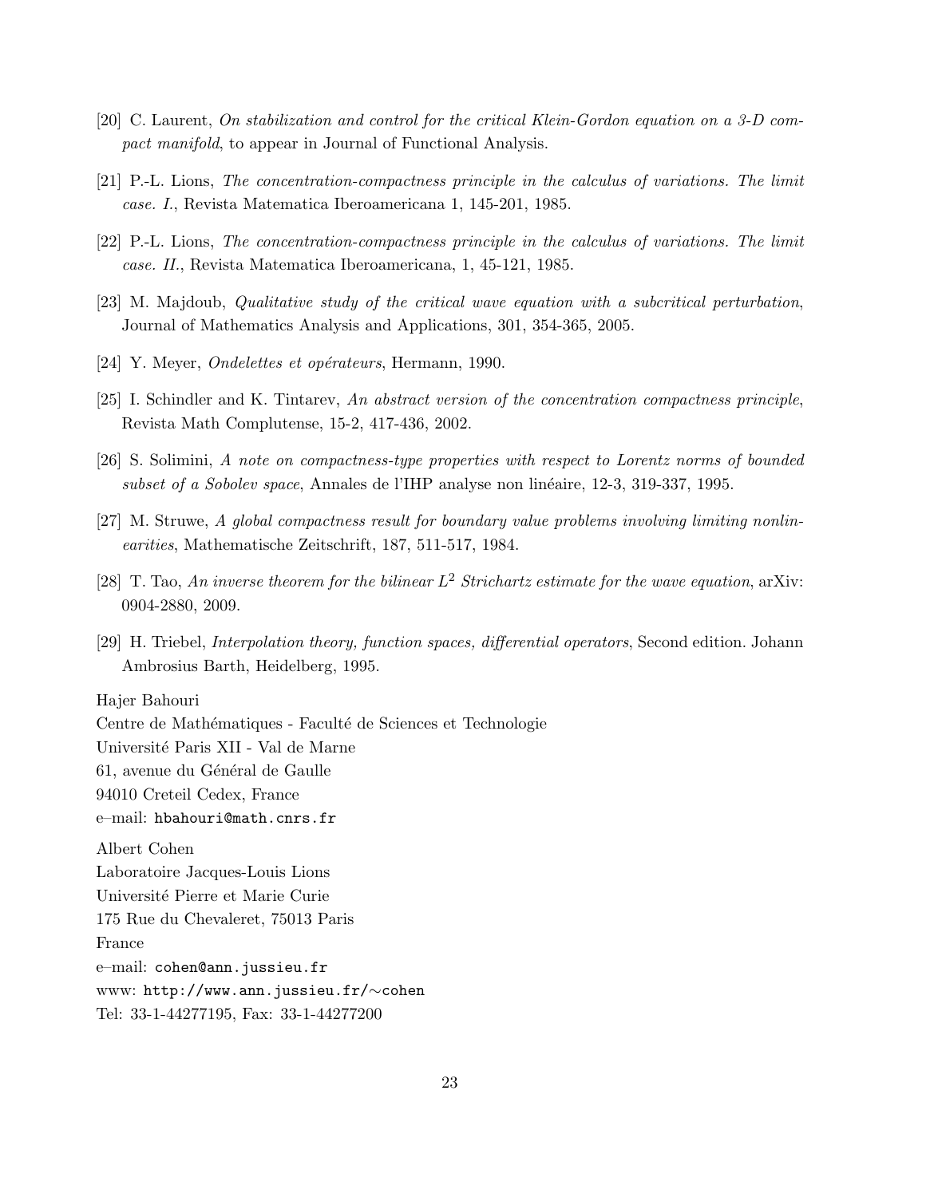[20] C. Laurent, *On stabilization and control for the critical Klein-Gordon equation on a 3-D compact manifold*, to appear in Journal of Functional Analysis.

[21] P.-L. Lions, *The concentration-compactness principle in the calculus of variations. The limit case. I.*, Revista Matematica Iberoamericana 1, 145-201, 1985.

[22] P.-L. Lions, *The concentration-compactness principle in the calculus of variations. The limit case. II.*, Revista Matematica Iberoamericana, 1, 45-121, 1985.

[23] M. Majdoub, *Qualitative study of the critical wave equation with a subcritical perturbation*, Journal of Mathematics Analysis and Applications, 301, 354-365, 2005.

[24] Y. Meyer, *Ondelettes et opérateurs*, Hermann, 1990.

[25] I. Schindler and K. Tintarev, *An abstract version of the concentration compactness principle*, Revista Math Complutense, 15-2, 417-436, 2002.

[26] S. Solimini, *A note on compactness-type properties with respect to Lorentz norms of bounded subset of a Sobolev space*, Annales de l'IHP analyse non linéaire, 12-3, 319-337, 1995.

[27] M. Struwe, *A global compactness result for boundary value problems involving limiting nonlinearities*, Mathematische Zeitschrift, 187, 511-517, 1984.

[28] T. Tao, *An inverse theorem for the bilinear $L^2$ Strichartz estimate for the wave equation*, arXiv: 0904-2880, 2009.

[29] H. Triebel, *Interpolation theory, function spaces, differential operators*, Second edition. Johann Ambrosius Barth, Heidelberg, 1995.

Hajer Bahouri
Centre de Mathématiques - Faculté de Sciences et Technologie
Université Paris XII - Val de Marne
61, avenue du Général de Gaulle
94010 Creteil Cedex, France
e–mail: hbahouri@math.cnrs.fr

Albert Cohen
Laboratoire Jacques-Louis Lions
Université Pierre et Marie Curie
175 Rue du Chevaleret, 75013 Paris
France
e–mail: cohen@ann.jussieu.fr
www: http://www.ann.jussieu.fr/∼cohen
Tel: 33-1-44277195, Fax: 33-1-44277200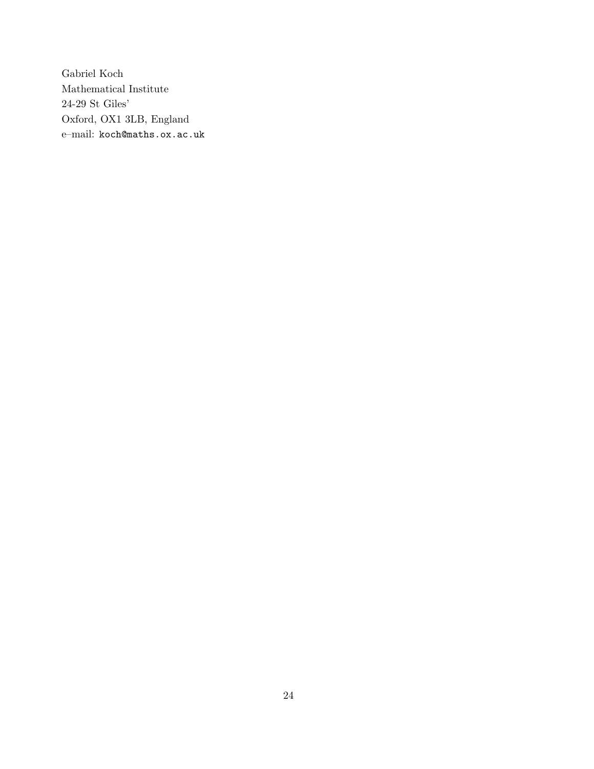Gabriel Koch
Mathematical Institute
24-29 St Giles'
Oxford, OX1 3LB, England
e–mail: `koch@maths.ox.ac.uk`